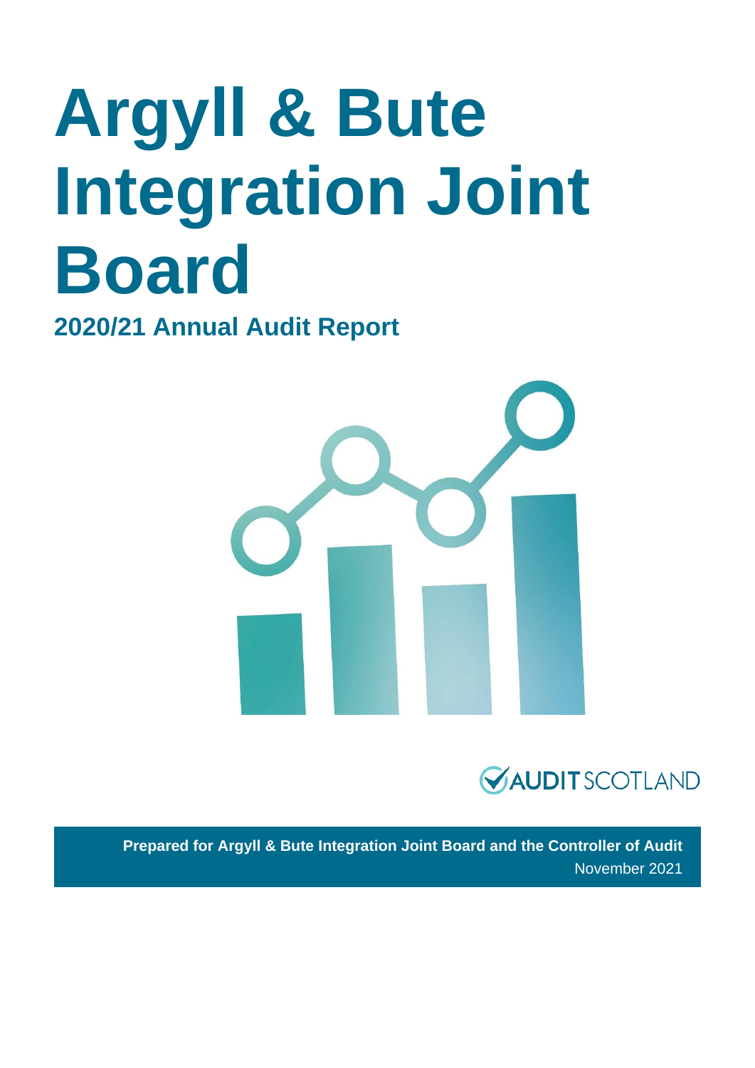# Argyll & Bute Integration Joint Board

## 2020/21 Annual Audit Report

AUDIT SCOTLAND

**Prepared for Argyll & Bute Integration Joint Board and the Controller of Audit**

November 2021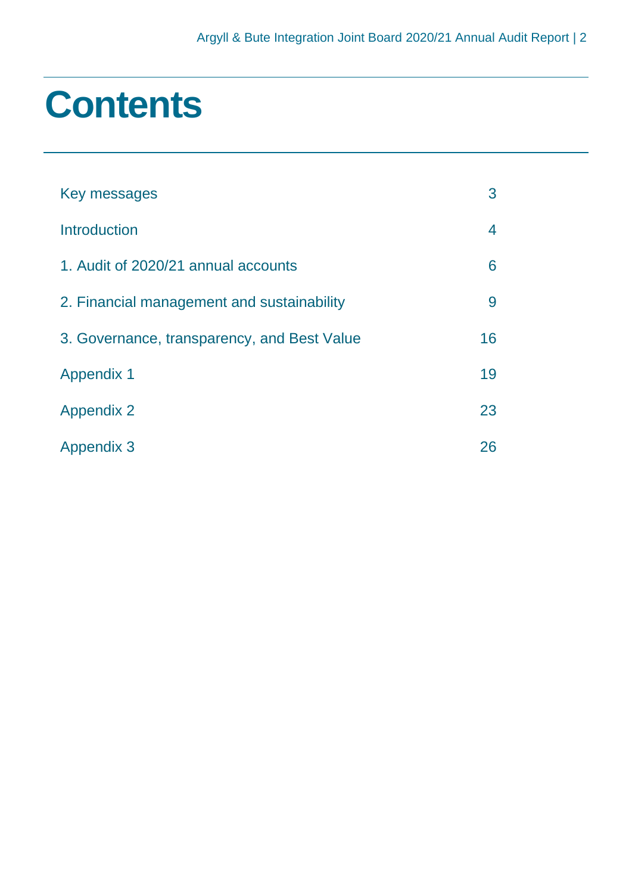# Contents

| | |
|---|---|
| Key messages | 3 |
| Introduction | 4 |
| 1. Audit of 2020/21 annual accounts | 6 |
| 2. Financial management and sustainability | 9 |
| 3. Governance, transparency, and Best Value | 16 |
| Appendix 1 | 19 |
| Appendix 2 | 23 |
| Appendix 3 | 26 |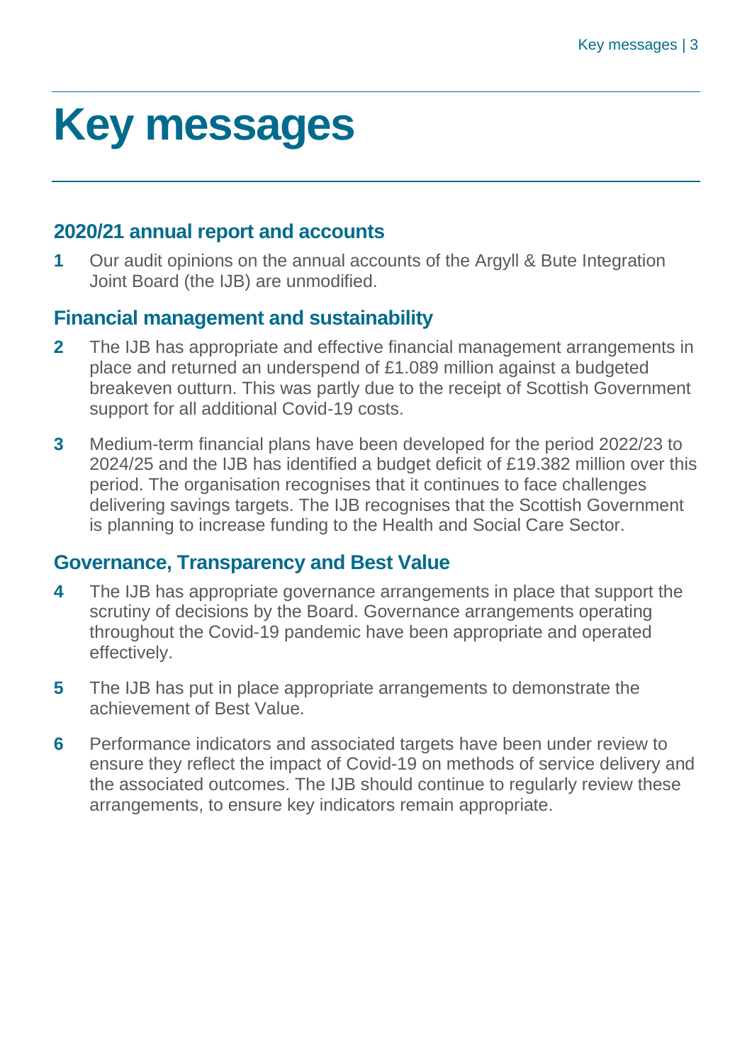# Key messages

## 2020/21 annual report and accounts

**1** Our audit opinions on the annual accounts of the Argyll & Bute Integration Joint Board (the IJB) are unmodified.

## Financial management and sustainability

**2** The IJB has appropriate and effective financial management arrangements in place and returned an underspend of £1.089 million against a budgeted breakeven outturn. This was partly due to the receipt of Scottish Government support for all additional Covid-19 costs.

**3** Medium-term financial plans have been developed for the period 2022/23 to 2024/25 and the IJB has identified a budget deficit of £19.382 million over this period. The organisation recognises that it continues to face challenges delivering savings targets. The IJB recognises that the Scottish Government is planning to increase funding to the Health and Social Care Sector.

## Governance, Transparency and Best Value

**4** The IJB has appropriate governance arrangements in place that support the scrutiny of decisions by the Board. Governance arrangements operating throughout the Covid-19 pandemic have been appropriate and operated effectively.

**5** The IJB has put in place appropriate arrangements to demonstrate the achievement of Best Value.

**6** Performance indicators and associated targets have been under review to ensure they reflect the impact of Covid-19 on methods of service delivery and the associated outcomes. The IJB should continue to regularly review these arrangements, to ensure key indicators remain appropriate.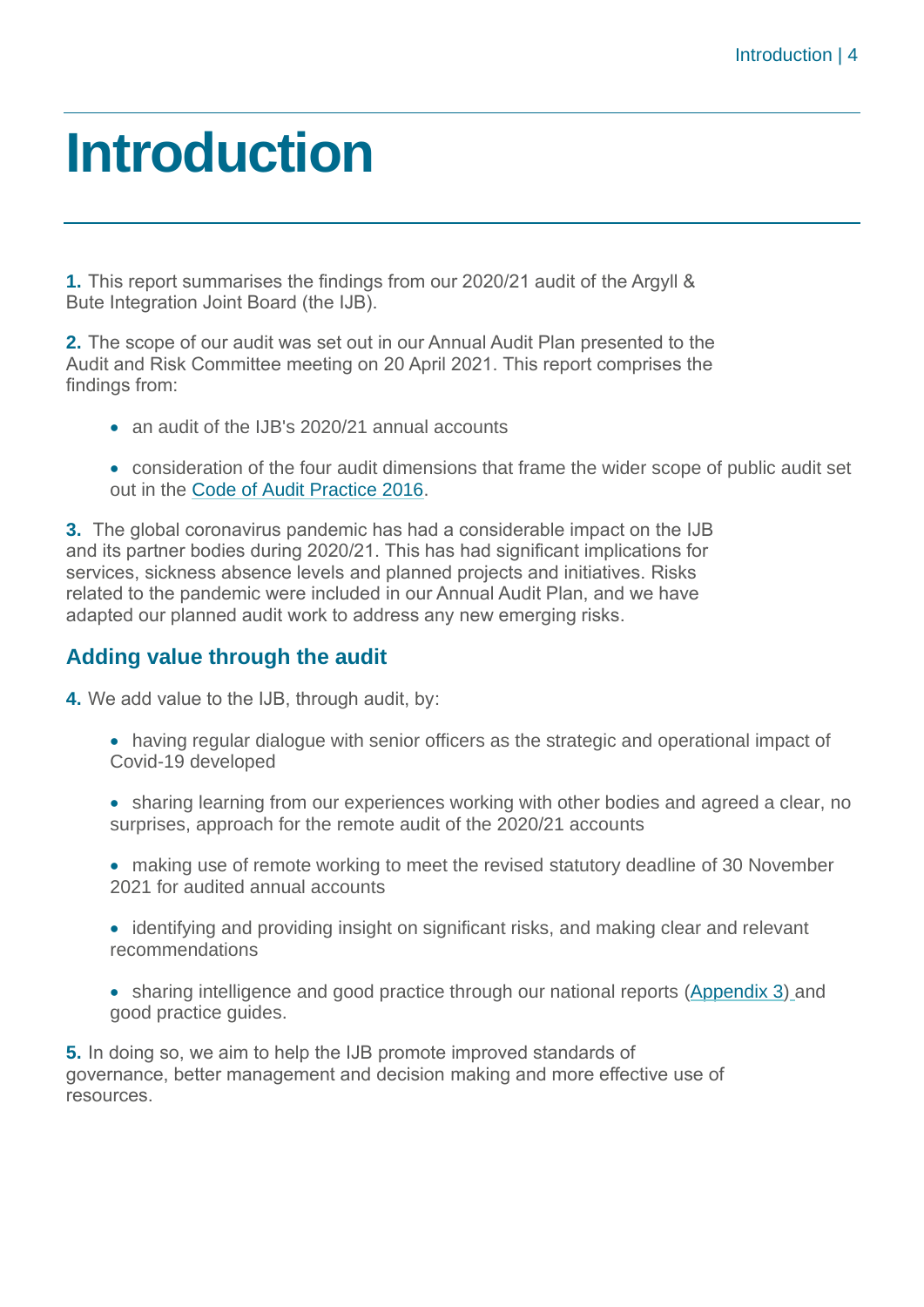# Introduction

**1.** This report summarises the findings from our 2020/21 audit of the Argyll & Bute Integration Joint Board (the IJB).

**2.** The scope of our audit was set out in our Annual Audit Plan presented to the Audit and Risk Committee meeting on 20 April 2021. This report comprises the findings from:

- an audit of the IJB's 2020/21 annual accounts
- consideration of the four audit dimensions that frame the wider scope of public audit set out in the Code of Audit Practice 2016.

**3.** The global coronavirus pandemic has had a considerable impact on the IJB and its partner bodies during 2020/21. This has had significant implications for services, sickness absence levels and planned projects and initiatives. Risks related to the pandemic were included in our Annual Audit Plan, and we have adapted our planned audit work to address any new emerging risks.

## Adding value through the audit

**4.** We add value to the IJB, through audit, by:

- having regular dialogue with senior officers as the strategic and operational impact of Covid-19 developed
- sharing learning from our experiences working with other bodies and agreed a clear, no surprises, approach for the remote audit of the 2020/21 accounts
- making use of remote working to meet the revised statutory deadline of 30 November 2021 for audited annual accounts
- identifying and providing insight on significant risks, and making clear and relevant recommendations
- sharing intelligence and good practice through our national reports (Appendix 3) and good practice guides.

**5.** In doing so, we aim to help the IJB promote improved standards of governance, better management and decision making and more effective use of resources.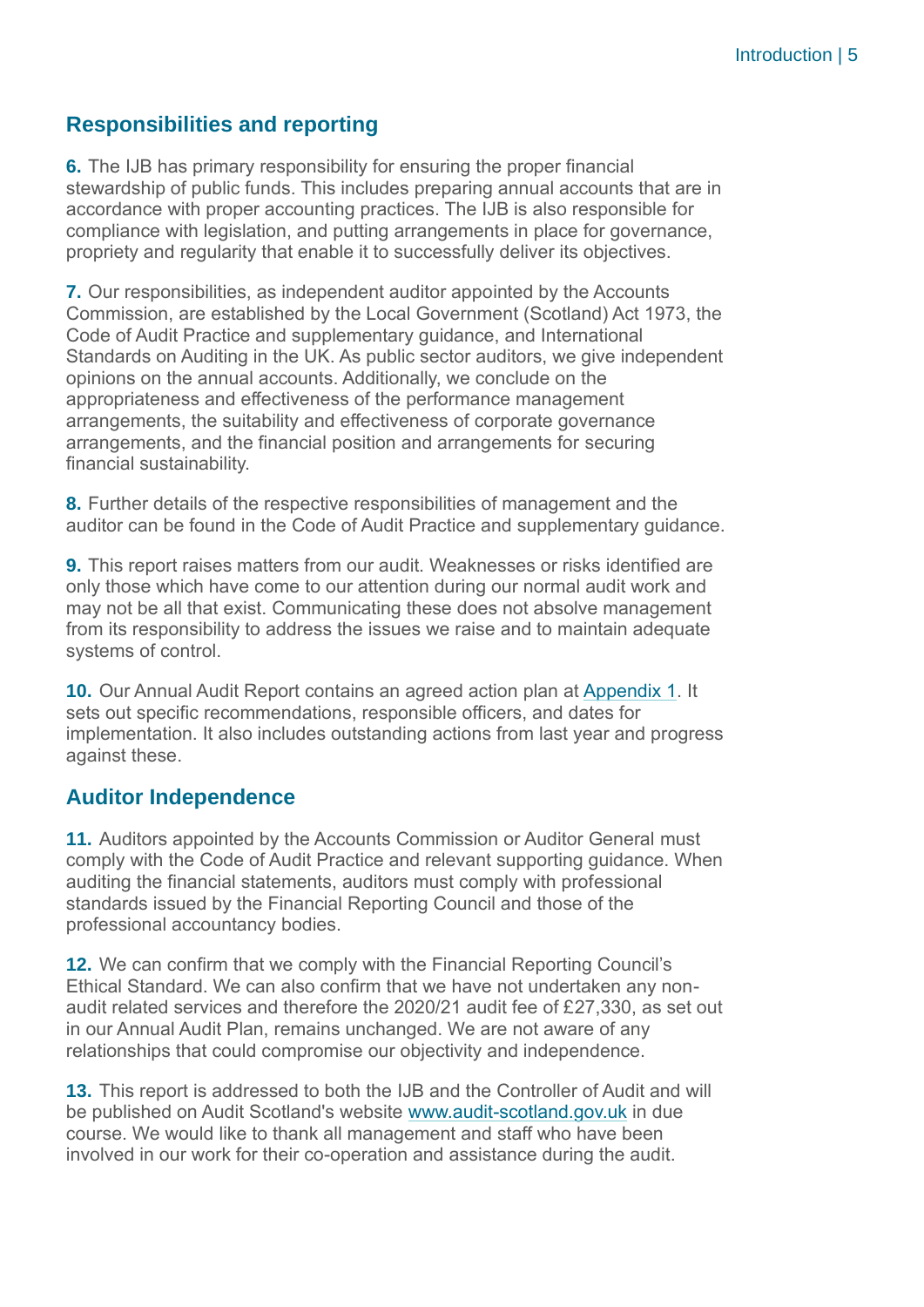## Responsibilities and reporting

**6.** The IJB has primary responsibility for ensuring the proper financial stewardship of public funds. This includes preparing annual accounts that are in accordance with proper accounting practices. The IJB is also responsible for compliance with legislation, and putting arrangements in place for governance, propriety and regularity that enable it to successfully deliver its objectives.

**7.** Our responsibilities, as independent auditor appointed by the Accounts Commission, are established by the Local Government (Scotland) Act 1973, the Code of Audit Practice and supplementary guidance, and International Standards on Auditing in the UK. As public sector auditors, we give independent opinions on the annual accounts. Additionally, we conclude on the appropriateness and effectiveness of the performance management arrangements, the suitability and effectiveness of corporate governance arrangements, and the financial position and arrangements for securing financial sustainability.

**8.** Further details of the respective responsibilities of management and the auditor can be found in the Code of Audit Practice and supplementary guidance.

**9.** This report raises matters from our audit. Weaknesses or risks identified are only those which have come to our attention during our normal audit work and may not be all that exist. Communicating these does not absolve management from its responsibility to address the issues we raise and to maintain adequate systems of control.

**10.** Our Annual Audit Report contains an agreed action plan at Appendix 1. It sets out specific recommendations, responsible officers, and dates for implementation. It also includes outstanding actions from last year and progress against these.

## Auditor Independence

**11.** Auditors appointed by the Accounts Commission or Auditor General must comply with the Code of Audit Practice and relevant supporting guidance. When auditing the financial statements, auditors must comply with professional standards issued by the Financial Reporting Council and those of the professional accountancy bodies.

**12.** We can confirm that we comply with the Financial Reporting Council's Ethical Standard. We can also confirm that we have not undertaken any non-audit related services and therefore the 2020/21 audit fee of £27,330, as set out in our Annual Audit Plan, remains unchanged. We are not aware of any relationships that could compromise our objectivity and independence.

**13.** This report is addressed to both the IJB and the Controller of Audit and will be published on Audit Scotland's website www.audit-scotland.gov.uk in due course. We would like to thank all management and staff who have been involved in our work for their co-operation and assistance during the audit.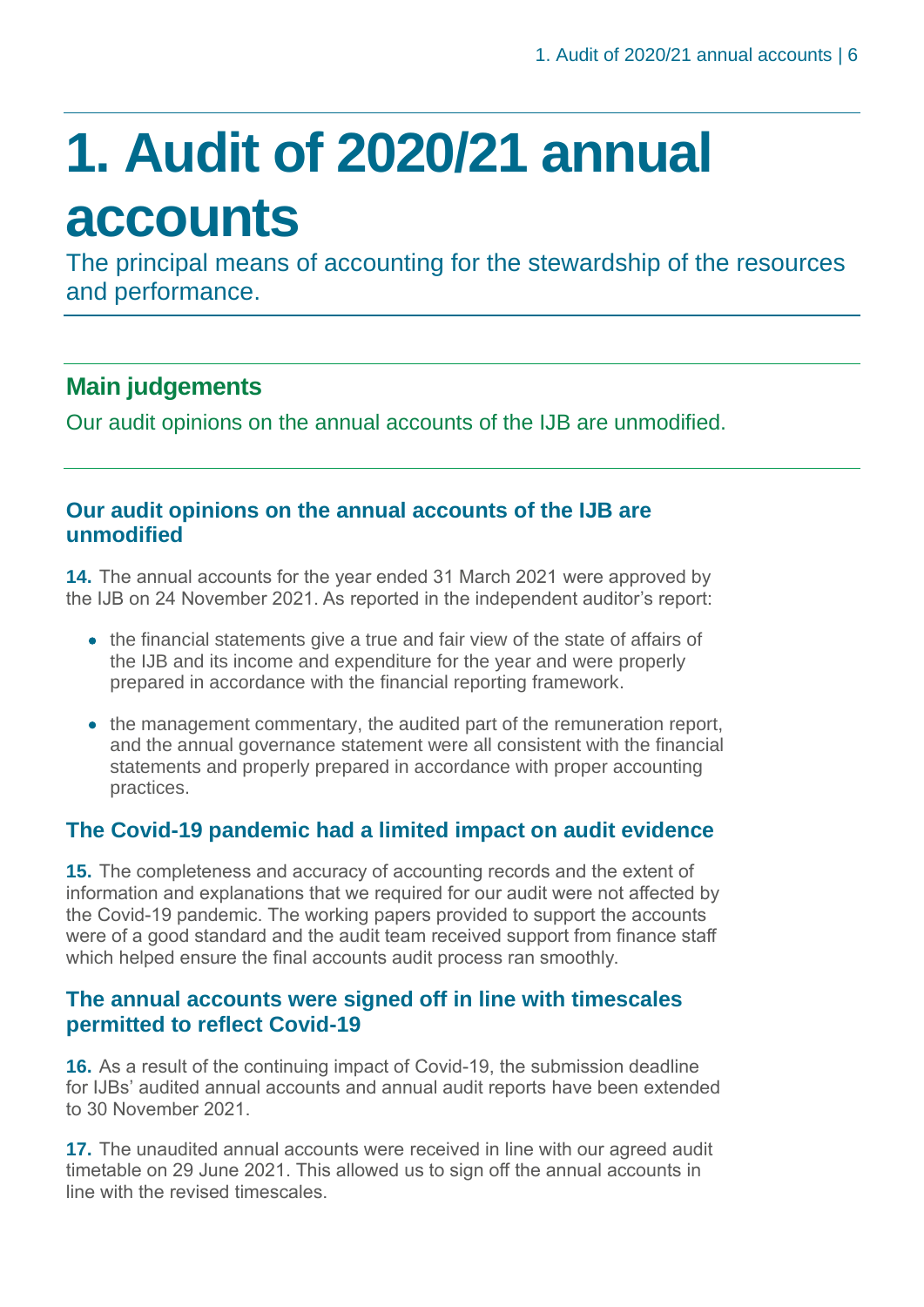# 1. Audit of 2020/21 annual accounts

The principal means of accounting for the stewardship of the resources and performance.

## Main judgements

Our audit opinions on the annual accounts of the IJB are unmodified.

### Our audit opinions on the annual accounts of the IJB are unmodified

**14.** The annual accounts for the year ended 31 March 2021 were approved by the IJB on 24 November 2021. As reported in the independent auditor's report:

- the financial statements give a true and fair view of the state of affairs of the IJB and its income and expenditure for the year and were properly prepared in accordance with the financial reporting framework.
- the management commentary, the audited part of the remuneration report, and the annual governance statement were all consistent with the financial statements and properly prepared in accordance with proper accounting practices.

### The Covid-19 pandemic had a limited impact on audit evidence

**15.** The completeness and accuracy of accounting records and the extent of information and explanations that we required for our audit were not affected by the Covid-19 pandemic. The working papers provided to support the accounts were of a good standard and the audit team received support from finance staff which helped ensure the final accounts audit process ran smoothly.

### The annual accounts were signed off in line with timescales permitted to reflect Covid-19

**16.** As a result of the continuing impact of Covid-19, the submission deadline for IJBs' audited annual accounts and annual audit reports have been extended to 30 November 2021.

**17.** The unaudited annual accounts were received in line with our agreed audit timetable on 29 June 2021. This allowed us to sign off the annual accounts in line with the revised timescales.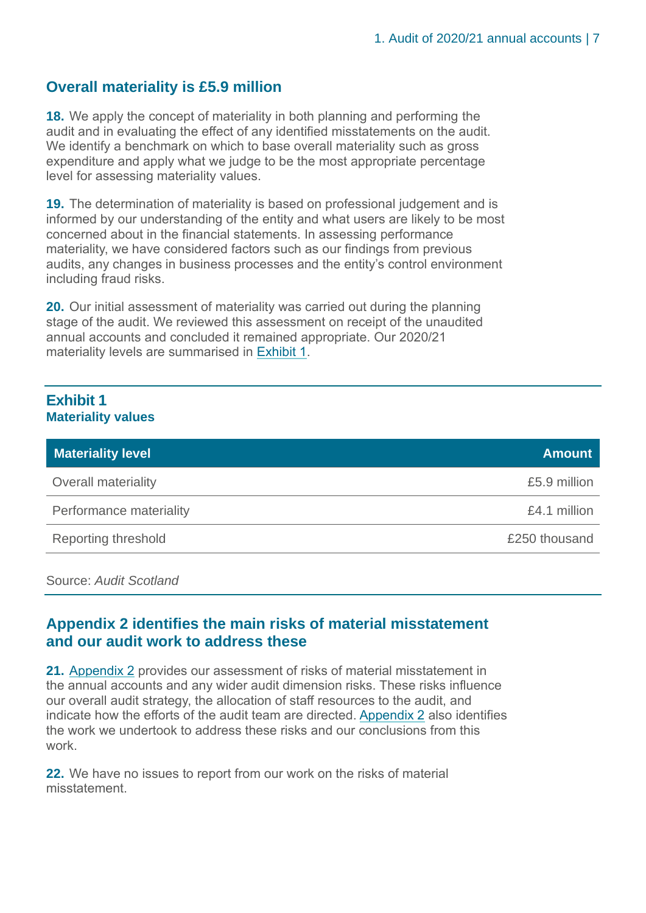## Overall materiality is £5.9 million

**18.** We apply the concept of materiality in both planning and performing the audit and in evaluating the effect of any identified misstatements on the audit. We identify a benchmark on which to base overall materiality such as gross expenditure and apply what we judge to be the most appropriate percentage level for assessing materiality values.

**19.** The determination of materiality is based on professional judgement and is informed by our understanding of the entity and what users are likely to be most concerned about in the financial statements. In assessing performance materiality, we have considered factors such as our findings from previous audits, any changes in business processes and the entity's control environment including fraud risks.

**20.** Our initial assessment of materiality was carried out during the planning stage of the audit. We reviewed this assessment on receipt of the unaudited annual accounts and concluded it remained appropriate. Our 2020/21 materiality levels are summarised in Exhibit 1.

**Exhibit 1**
**Materiality values**

| Materiality level | Amount |
|---|---:|
| Overall materiality | £5.9 million |
| Performance materiality | £4.1 million |
| Reporting threshold | £250 thousand |

Source: *Audit Scotland*

## Appendix 2 identifies the main risks of material misstatement and our audit work to address these

**21.** Appendix 2 provides our assessment of risks of material misstatement in the annual accounts and any wider audit dimension risks. These risks influence our overall audit strategy, the allocation of staff resources to the audit, and indicate how the efforts of the audit team are directed. Appendix 2 also identifies the work we undertook to address these risks and our conclusions from this work.

**22.** We have no issues to report from our work on the risks of material misstatement.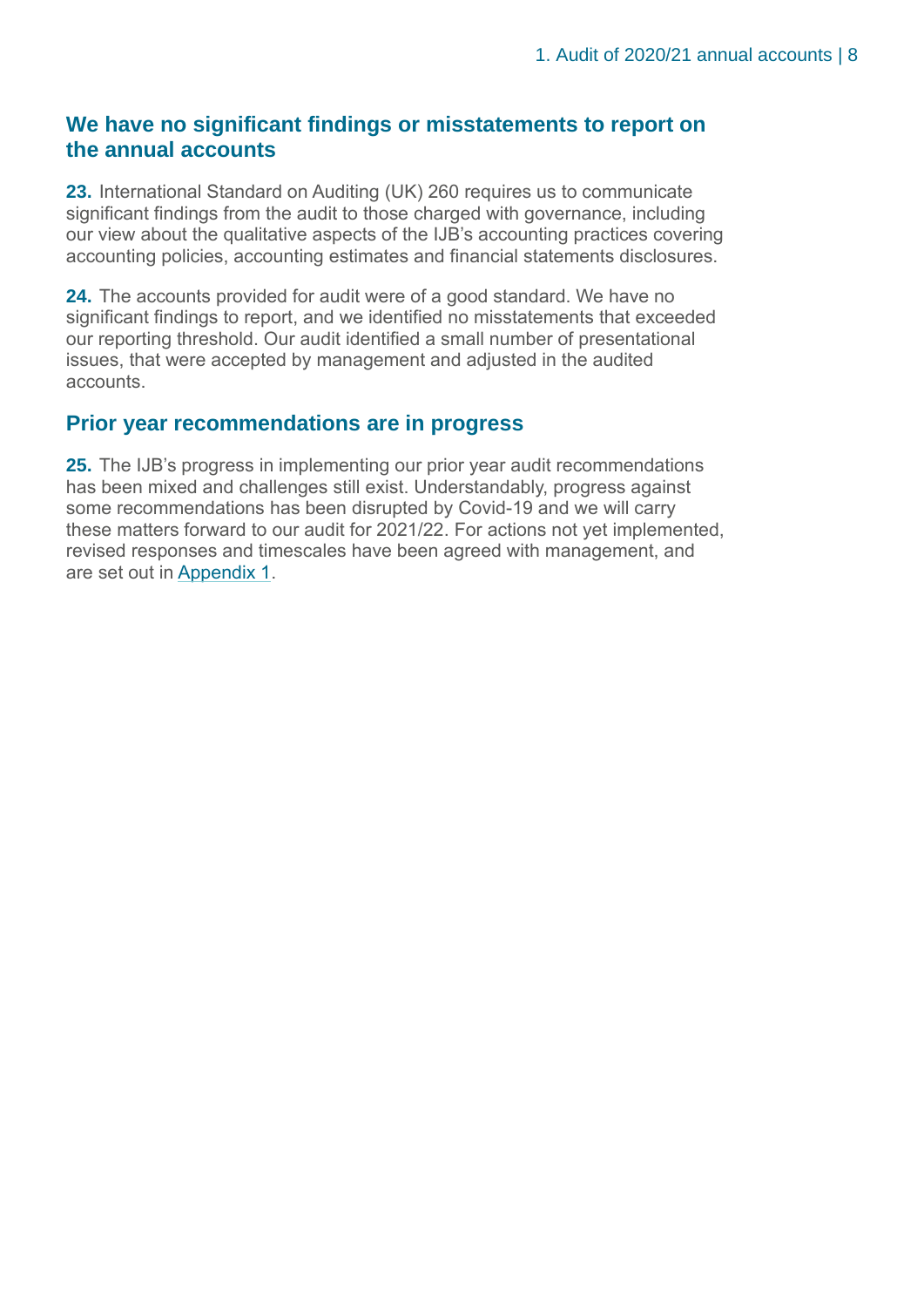## We have no significant findings or misstatements to report on the annual accounts

**23.** International Standard on Auditing (UK) 260 requires us to communicate significant findings from the audit to those charged with governance, including our view about the qualitative aspects of the IJB's accounting practices covering accounting policies, accounting estimates and financial statements disclosures.

**24.** The accounts provided for audit were of a good standard. We have no significant findings to report, and we identified no misstatements that exceeded our reporting threshold. Our audit identified a small number of presentational issues, that were accepted by management and adjusted in the audited accounts.

## Prior year recommendations are in progress

**25.** The IJB's progress in implementing our prior year audit recommendations has been mixed and challenges still exist. Understandably, progress against some recommendations has been disrupted by Covid-19 and we will carry these matters forward to our audit for 2021/22. For actions not yet implemented, revised responses and timescales have been agreed with management, and are set out in Appendix 1.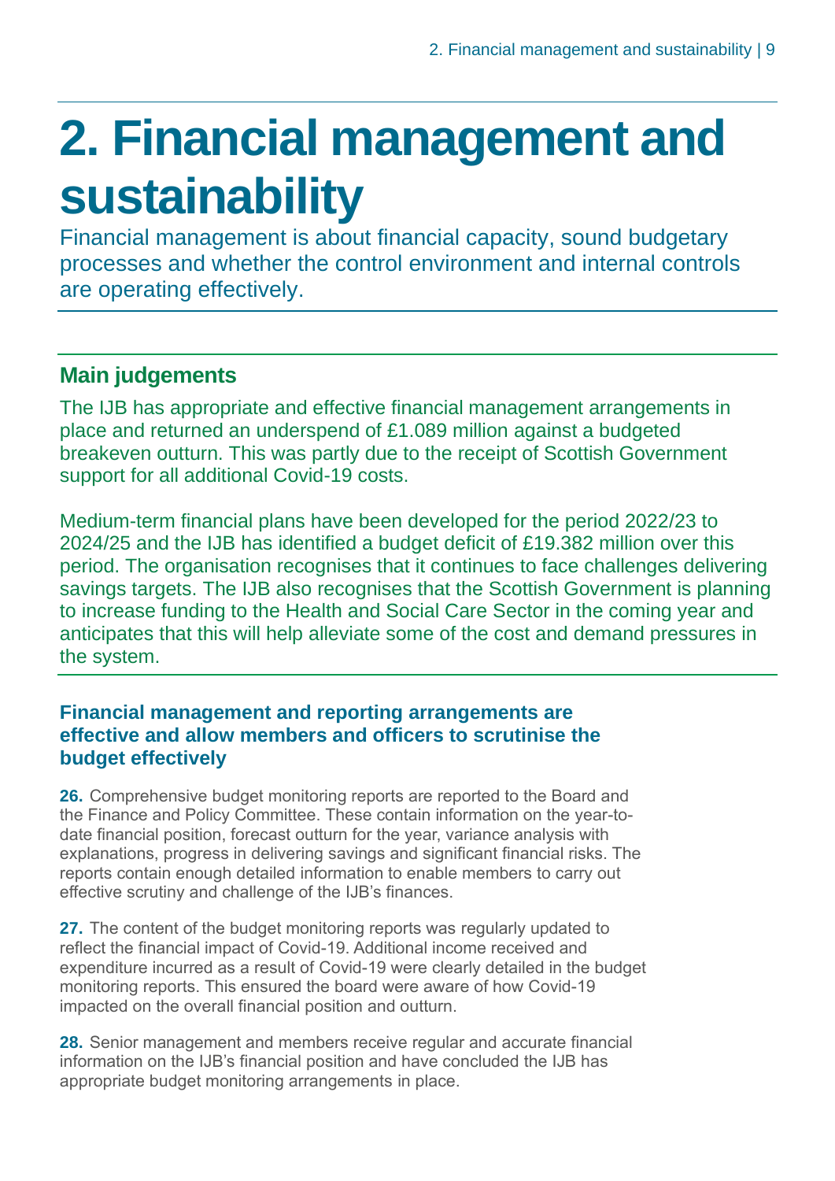# 2. Financial management and sustainability

Financial management is about financial capacity, sound budgetary processes and whether the control environment and internal controls are operating effectively.

## Main judgements

The IJB has appropriate and effective financial management arrangements in place and returned an underspend of £1.089 million against a budgeted breakeven outturn. This was partly due to the receipt of Scottish Government support for all additional Covid-19 costs.

Medium-term financial plans have been developed for the period 2022/23 to 2024/25 and the IJB has identified a budget deficit of £19.382 million over this period. The organisation recognises that it continues to face challenges delivering savings targets. The IJB also recognises that the Scottish Government is planning to increase funding to the Health and Social Care Sector in the coming year and anticipates that this will help alleviate some of the cost and demand pressures in the system.

### Financial management and reporting arrangements are effective and allow members and officers to scrutinise the budget effectively

**26.** Comprehensive budget monitoring reports are reported to the Board and the Finance and Policy Committee. These contain information on the year-to-date financial position, forecast outturn for the year, variance analysis with explanations, progress in delivering savings and significant financial risks. The reports contain enough detailed information to enable members to carry out effective scrutiny and challenge of the IJB's finances.

**27.** The content of the budget monitoring reports was regularly updated to reflect the financial impact of Covid-19. Additional income received and expenditure incurred as a result of Covid-19 were clearly detailed in the budget monitoring reports. This ensured the board were aware of how Covid-19 impacted on the overall financial position and outturn.

**28.** Senior management and members receive regular and accurate financial information on the IJB's financial position and have concluded the IJB has appropriate budget monitoring arrangements in place.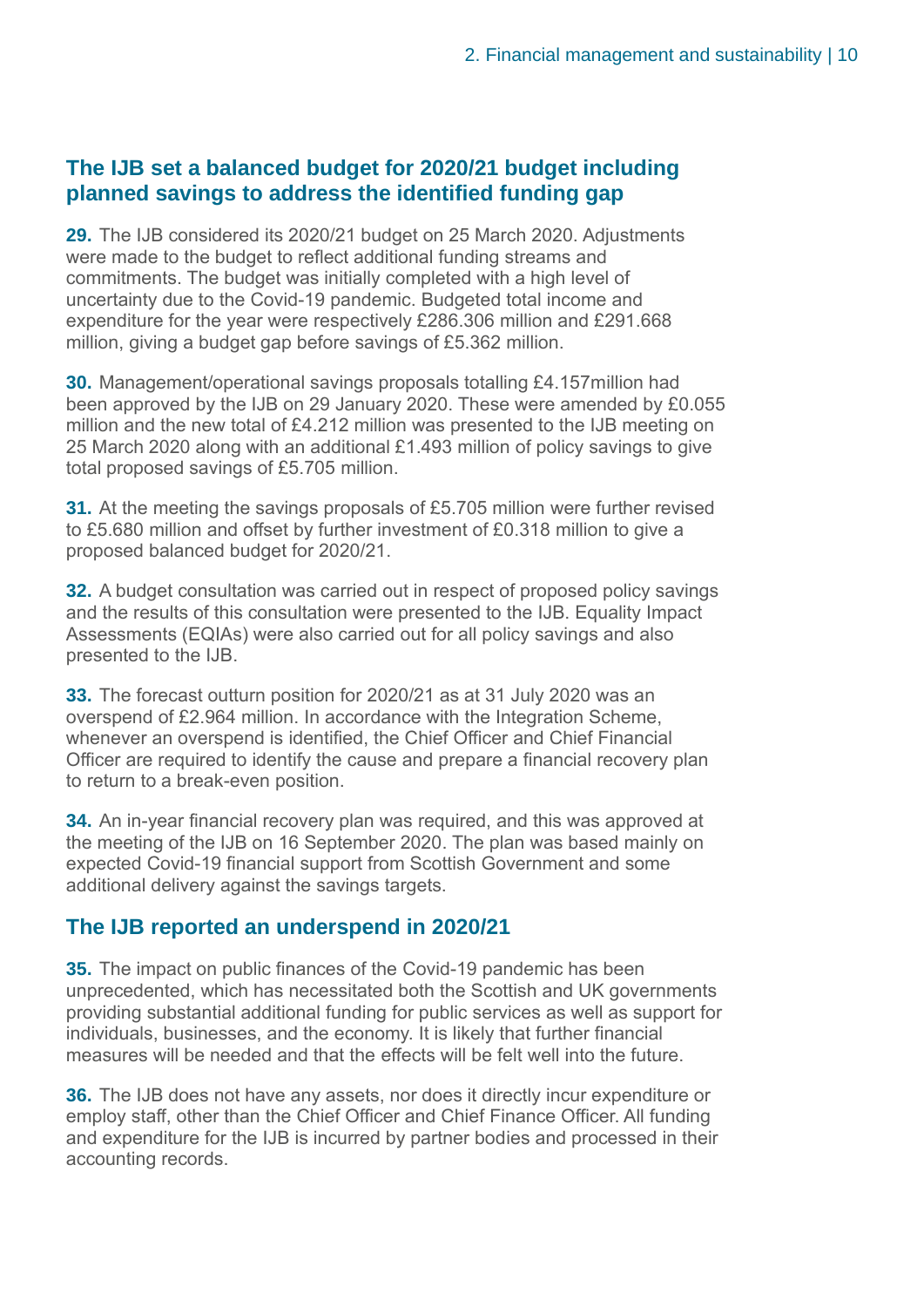## The IJB set a balanced budget for 2020/21 budget including planned savings to address the identified funding gap

**29.** The IJB considered its 2020/21 budget on 25 March 2020. Adjustments were made to the budget to reflect additional funding streams and commitments. The budget was initially completed with a high level of uncertainty due to the Covid-19 pandemic. Budgeted total income and expenditure for the year were respectively £286.306 million and £291.668 million, giving a budget gap before savings of £5.362 million.

**30.** Management/operational savings proposals totalling £4.157million had been approved by the IJB on 29 January 2020. These were amended by £0.055 million and the new total of £4.212 million was presented to the IJB meeting on 25 March 2020 along with an additional £1.493 million of policy savings to give total proposed savings of £5.705 million.

**31.** At the meeting the savings proposals of £5.705 million were further revised to £5.680 million and offset by further investment of £0.318 million to give a proposed balanced budget for 2020/21.

**32.** A budget consultation was carried out in respect of proposed policy savings and the results of this consultation were presented to the IJB. Equality Impact Assessments (EQIAs) were also carried out for all policy savings and also presented to the IJB.

**33.** The forecast outturn position for 2020/21 as at 31 July 2020 was an overspend of £2.964 million. In accordance with the Integration Scheme, whenever an overspend is identified, the Chief Officer and Chief Financial Officer are required to identify the cause and prepare a financial recovery plan to return to a break-even position.

**34.** An in-year financial recovery plan was required, and this was approved at the meeting of the IJB on 16 September 2020. The plan was based mainly on expected Covid-19 financial support from Scottish Government and some additional delivery against the savings targets.

## The IJB reported an underspend in 2020/21

**35.** The impact on public finances of the Covid-19 pandemic has been unprecedented, which has necessitated both the Scottish and UK governments providing substantial additional funding for public services as well as support for individuals, businesses, and the economy. It is likely that further financial measures will be needed and that the effects will be felt well into the future.

**36.** The IJB does not have any assets, nor does it directly incur expenditure or employ staff, other than the Chief Officer and Chief Finance Officer. All funding and expenditure for the IJB is incurred by partner bodies and processed in their accounting records.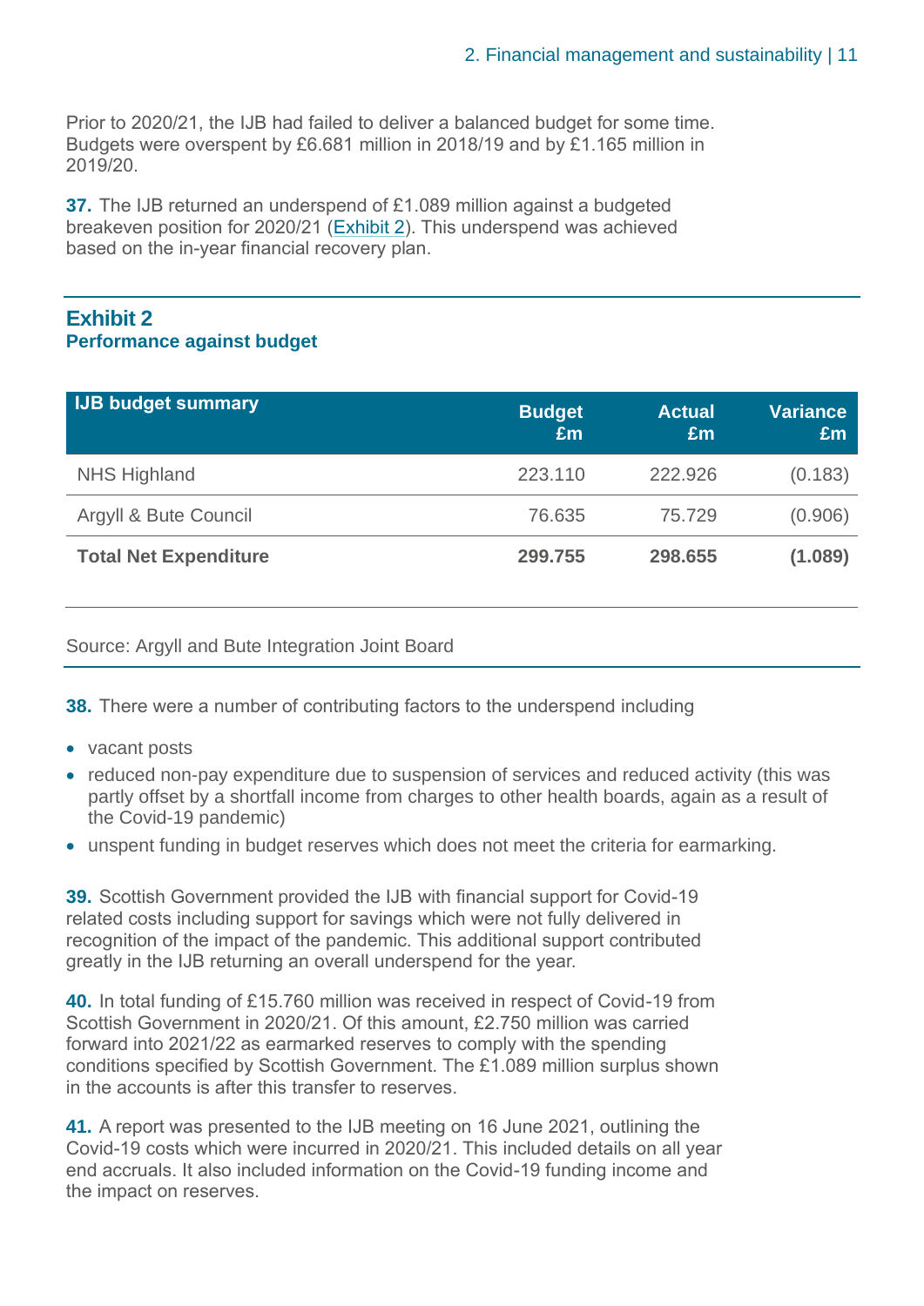Prior to 2020/21, the IJB had failed to deliver a balanced budget for some time. Budgets were overspent by £6.681 million in 2018/19 and by £1.165 million in 2019/20.

**37.** The IJB returned an underspend of £1.089 million against a budgeted breakeven position for 2020/21 (Exhibit 2). This underspend was achieved based on the in-year financial recovery plan.

### Exhibit 2
**Performance against budget**

| IJB budget summary | Budget £m | Actual £m | Variance £m |
|---|---|---|---|
| NHS Highland | 223.110 | 222.926 | (0.183) |
| Argyll & Bute Council | 76.635 | 75.729 | (0.906) |
| **Total Net Expenditure** | **299.755** | **298.655** | **(1.089)** |

Source: Argyll and Bute Integration Joint Board

**38.** There were a number of contributing factors to the underspend including

- vacant posts
- reduced non-pay expenditure due to suspension of services and reduced activity (this was partly offset by a shortfall income from charges to other health boards, again as a result of the Covid-19 pandemic)
- unspent funding in budget reserves which does not meet the criteria for earmarking.

**39.** Scottish Government provided the IJB with financial support for Covid-19 related costs including support for savings which were not fully delivered in recognition of the impact of the pandemic. This additional support contributed greatly in the IJB returning an overall underspend for the year.

**40.** In total funding of £15.760 million was received in respect of Covid-19 from Scottish Government in 2020/21. Of this amount, £2.750 million was carried forward into 2021/22 as earmarked reserves to comply with the spending conditions specified by Scottish Government. The £1.089 million surplus shown in the accounts is after this transfer to reserves.

**41.** A report was presented to the IJB meeting on 16 June 2021, outlining the Covid-19 costs which were incurred in 2020/21. This included details on all year end accruals. It also included information on the Covid-19 funding income and the impact on reserves.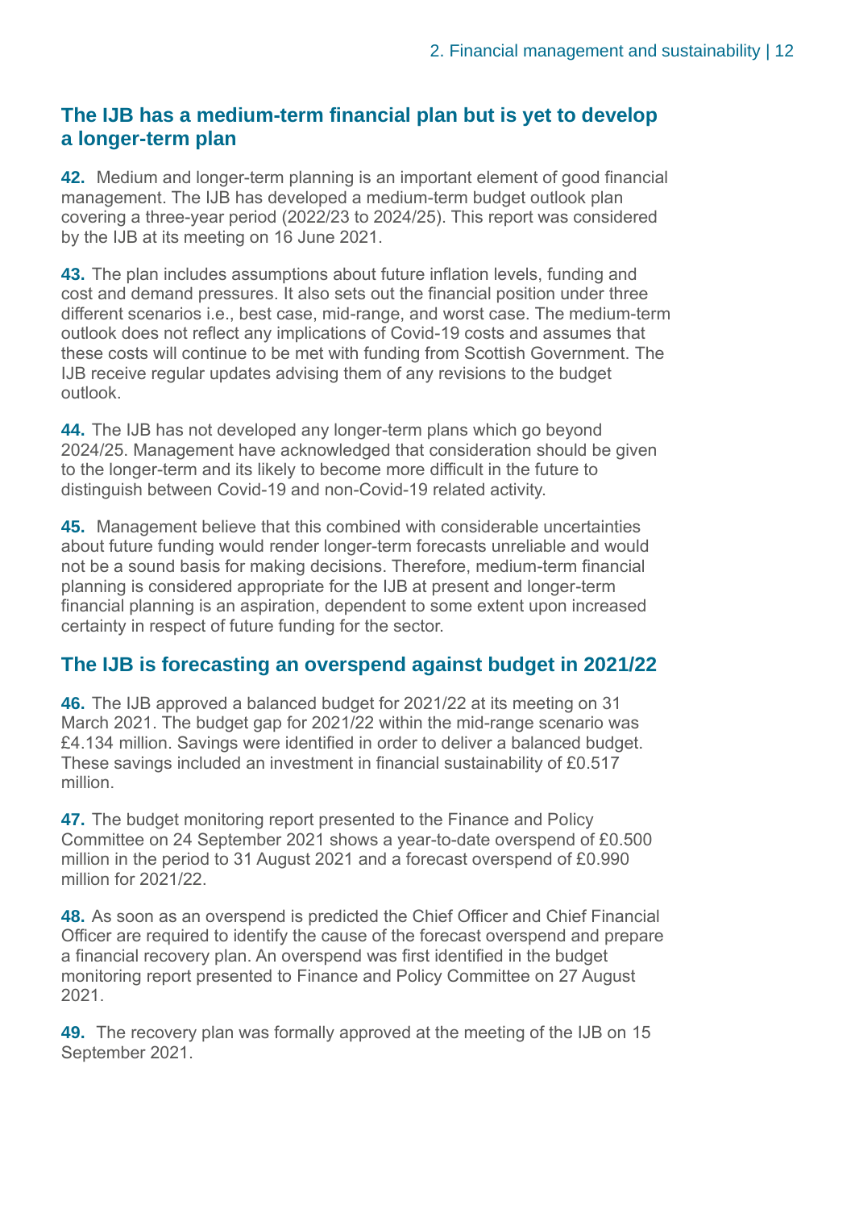## The IJB has a medium-term financial plan but is yet to develop a longer-term plan

**42.** Medium and longer-term planning is an important element of good financial management. The IJB has developed a medium-term budget outlook plan covering a three-year period (2022/23 to 2024/25). This report was considered by the IJB at its meeting on 16 June 2021.

**43.** The plan includes assumptions about future inflation levels, funding and cost and demand pressures. It also sets out the financial position under three different scenarios i.e., best case, mid-range, and worst case. The medium-term outlook does not reflect any implications of Covid-19 costs and assumes that these costs will continue to be met with funding from Scottish Government. The IJB receive regular updates advising them of any revisions to the budget outlook.

**44.** The IJB has not developed any longer-term plans which go beyond 2024/25. Management have acknowledged that consideration should be given to the longer-term and its likely to become more difficult in the future to distinguish between Covid-19 and non-Covid-19 related activity.

**45.** Management believe that this combined with considerable uncertainties about future funding would render longer-term forecasts unreliable and would not be a sound basis for making decisions. Therefore, medium-term financial planning is considered appropriate for the IJB at present and longer-term financial planning is an aspiration, dependent to some extent upon increased certainty in respect of future funding for the sector.

## The IJB is forecasting an overspend against budget in 2021/22

**46.** The IJB approved a balanced budget for 2021/22 at its meeting on 31 March 2021. The budget gap for 2021/22 within the mid-range scenario was £4.134 million. Savings were identified in order to deliver a balanced budget. These savings included an investment in financial sustainability of £0.517 million.

**47.** The budget monitoring report presented to the Finance and Policy Committee on 24 September 2021 shows a year-to-date overspend of £0.500 million in the period to 31 August 2021 and a forecast overspend of £0.990 million for 2021/22.

**48.** As soon as an overspend is predicted the Chief Officer and Chief Financial Officer are required to identify the cause of the forecast overspend and prepare a financial recovery plan. An overspend was first identified in the budget monitoring report presented to Finance and Policy Committee on 27 August 2021.

**49.** The recovery plan was formally approved at the meeting of the IJB on 15 September 2021.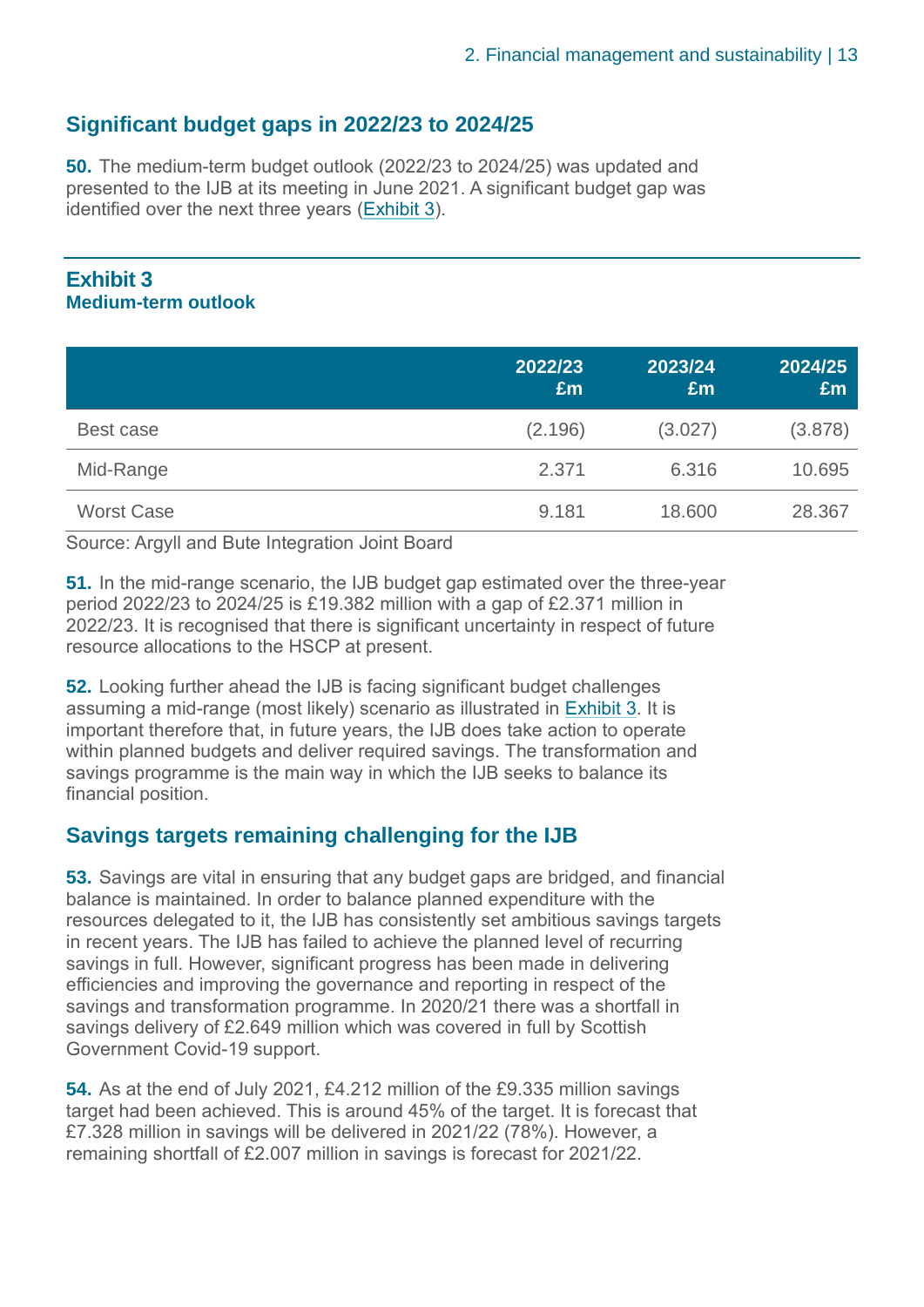## Significant budget gaps in 2022/23 to 2024/25

**50.** The medium-term budget outlook (2022/23 to 2024/25) was updated and presented to the IJB at its meeting in June 2021. A significant budget gap was identified over the next three years (Exhibit 3).

### Exhibit 3
**Medium-term outlook**

| | 2022/23 £m | 2023/24 £m | 2024/25 £m |
|---|---|---|---|
| Best case | (2.196) | (3.027) | (3.878) |
| Mid-Range | 2.371 | 6.316 | 10.695 |
| Worst Case | 9.181 | 18.600 | 28.367 |

Source: Argyll and Bute Integration Joint Board

**51.** In the mid-range scenario, the IJB budget gap estimated over the three-year period 2022/23 to 2024/25 is £19.382 million with a gap of £2.371 million in 2022/23. It is recognised that there is significant uncertainty in respect of future resource allocations to the HSCP at present.

**52.** Looking further ahead the IJB is facing significant budget challenges assuming a mid-range (most likely) scenario as illustrated in Exhibit 3. It is important therefore that, in future years, the IJB does take action to operate within planned budgets and deliver required savings. The transformation and savings programme is the main way in which the IJB seeks to balance its financial position.

## Savings targets remaining challenging for the IJB

**53.** Savings are vital in ensuring that any budget gaps are bridged, and financial balance is maintained. In order to balance planned expenditure with the resources delegated to it, the IJB has consistently set ambitious savings targets in recent years. The IJB has failed to achieve the planned level of recurring savings in full. However, significant progress has been made in delivering efficiencies and improving the governance and reporting in respect of the savings and transformation programme. In 2020/21 there was a shortfall in savings delivery of £2.649 million which was covered in full by Scottish Government Covid-19 support.

**54.** As at the end of July 2021, £4.212 million of the £9.335 million savings target had been achieved. This is around 45% of the target. It is forecast that £7.328 million in savings will be delivered in 2021/22 (78%). However, a remaining shortfall of £2.007 million in savings is forecast for 2021/22.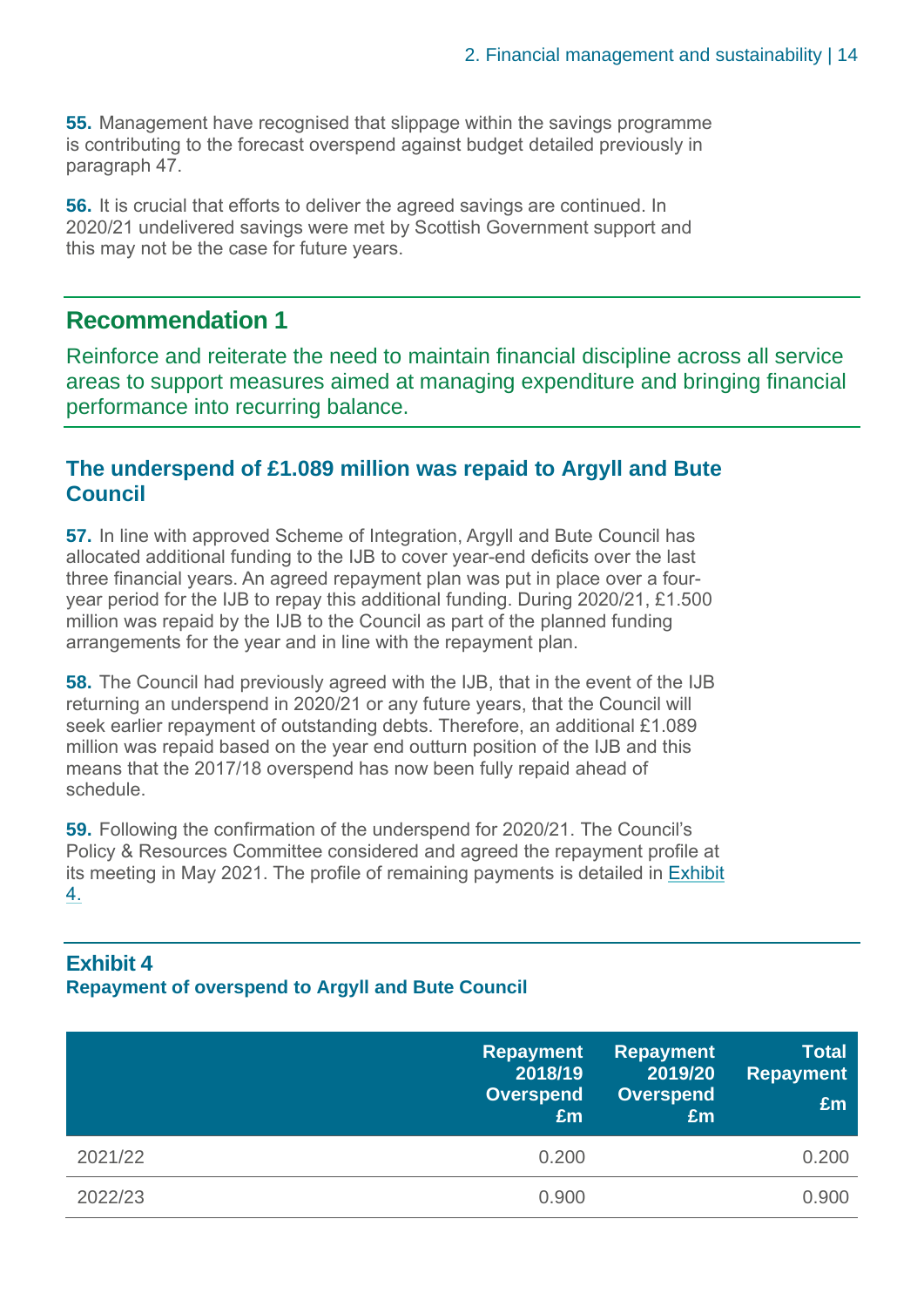**55.** Management have recognised that slippage within the savings programme is contributing to the forecast overspend against budget detailed previously in paragraph 47.

**56.** It is crucial that efforts to deliver the agreed savings are continued. In 2020/21 undelivered savings were met by Scottish Government support and this may not be the case for future years.

## Recommendation 1

Reinforce and reiterate the need to maintain financial discipline across all service areas to support measures aimed at managing expenditure and bringing financial performance into recurring balance.

### The underspend of £1.089 million was repaid to Argyll and Bute Council

**57.** In line with approved Scheme of Integration, Argyll and Bute Council has allocated additional funding to the IJB to cover year-end deficits over the last three financial years. An agreed repayment plan was put in place over a four-year period for the IJB to repay this additional funding. During 2020/21, £1.500 million was repaid by the IJB to the Council as part of the planned funding arrangements for the year and in line with the repayment plan.

**58.** The Council had previously agreed with the IJB, that in the event of the IJB returning an underspend in 2020/21 or any future years, that the Council will seek earlier repayment of outstanding debts. Therefore, an additional £1.089 million was repaid based on the year end outturn position of the IJB and this means that the 2017/18 overspend has now been fully repaid ahead of schedule.

**59.** Following the confirmation of the underspend for 2020/21. The Council's Policy & Resources Committee considered and agreed the repayment profile at its meeting in May 2021. The profile of remaining payments is detailed in Exhibit 4.

**Exhibit 4**
**Repayment of overspend to Argyll and Bute Council**

| | Repayment 2018/19 Overspend £m | Repayment 2019/20 Overspend £m | Total Repayment £m |
|---|---|---|---|
| 2021/22 | 0.200 | | 0.200 |
| 2022/23 | 0.900 | | 0.900 |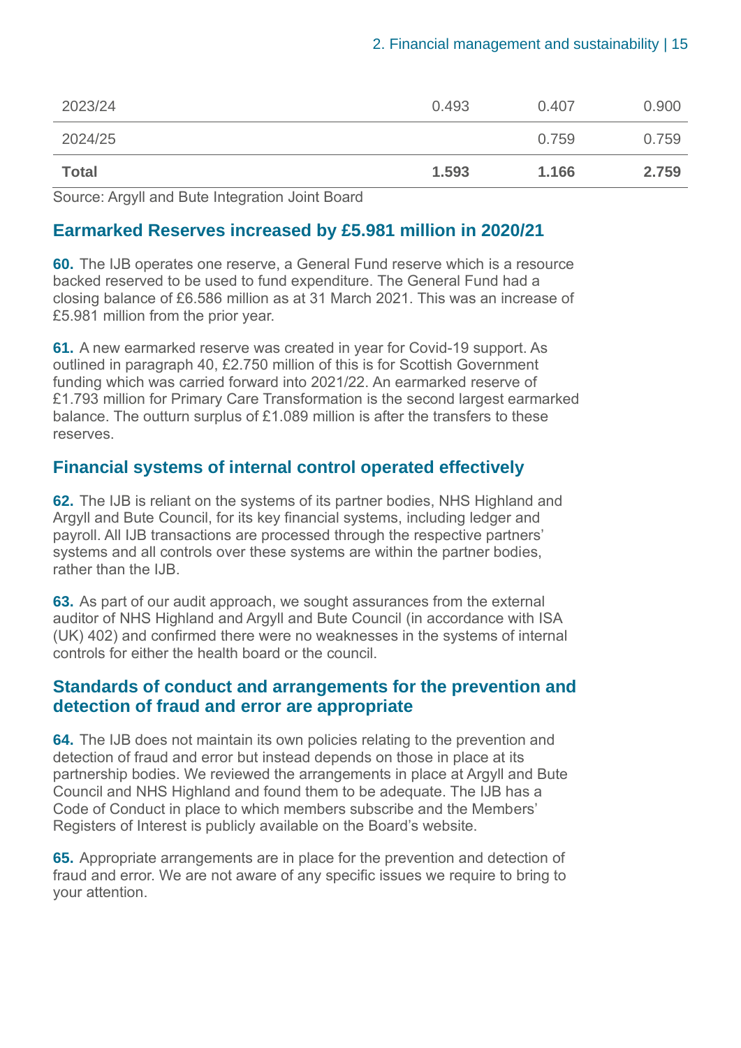| | | | |
|---|---|---|---|
| 2023/24 | 0.493 | 0.407 | 0.900 |
| 2024/25 | | 0.759 | 0.759 |
| **Total** | **1.593** | **1.166** | **2.759** |

Source: Argyll and Bute Integration Joint Board

## Earmarked Reserves increased by £5.981 million in 2020/21

**60.** The IJB operates one reserve, a General Fund reserve which is a resource backed reserved to be used to fund expenditure. The General Fund had a closing balance of £6.586 million as at 31 March 2021. This was an increase of £5.981 million from the prior year.

**61.** A new earmarked reserve was created in year for Covid-19 support. As outlined in paragraph 40, £2.750 million of this is for Scottish Government funding which was carried forward into 2021/22. An earmarked reserve of £1.793 million for Primary Care Transformation is the second largest earmarked balance. The outturn surplus of £1.089 million is after the transfers to these reserves.

## Financial systems of internal control operated effectively

**62.** The IJB is reliant on the systems of its partner bodies, NHS Highland and Argyll and Bute Council, for its key financial systems, including ledger and payroll. All IJB transactions are processed through the respective partners' systems and all controls over these systems are within the partner bodies, rather than the IJB.

**63.** As part of our audit approach, we sought assurances from the external auditor of NHS Highland and Argyll and Bute Council (in accordance with ISA (UK) 402) and confirmed there were no weaknesses in the systems of internal controls for either the health board or the council.

## Standards of conduct and arrangements for the prevention and detection of fraud and error are appropriate

**64.** The IJB does not maintain its own policies relating to the prevention and detection of fraud and error but instead depends on those in place at its partnership bodies. We reviewed the arrangements in place at Argyll and Bute Council and NHS Highland and found them to be adequate. The IJB has a Code of Conduct in place to which members subscribe and the Members' Registers of Interest is publicly available on the Board's website.

**65.** Appropriate arrangements are in place for the prevention and detection of fraud and error. We are not aware of any specific issues we require to bring to your attention.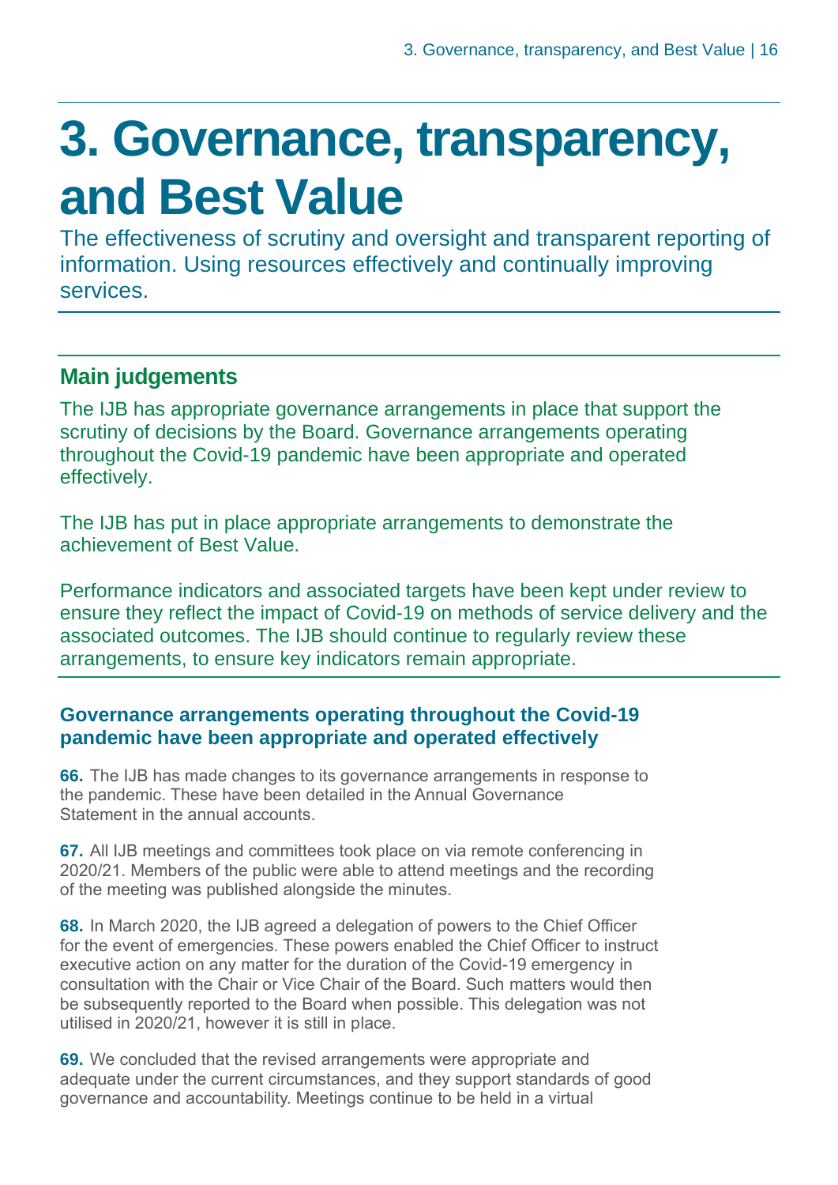# 3. Governance, transparency, and Best Value

The effectiveness of scrutiny and oversight and transparent reporting of information. Using resources effectively and continually improving services.

## Main judgements

The IJB has appropriate governance arrangements in place that support the scrutiny of decisions by the Board. Governance arrangements operating throughout the Covid-19 pandemic have been appropriate and operated effectively.

The IJB has put in place appropriate arrangements to demonstrate the achievement of Best Value.

Performance indicators and associated targets have been kept under review to ensure they reflect the impact of Covid-19 on methods of service delivery and the associated outcomes. The IJB should continue to regularly review these arrangements, to ensure key indicators remain appropriate.

### Governance arrangements operating throughout the Covid-19 pandemic have been appropriate and operated effectively

**66.** The IJB has made changes to its governance arrangements in response to the pandemic. These have been detailed in the Annual Governance Statement in the annual accounts.

**67.** All IJB meetings and committees took place on via remote conferencing in 2020/21. Members of the public were able to attend meetings and the recording of the meeting was published alongside the minutes.

**68.** In March 2020, the IJB agreed a delegation of powers to the Chief Officer for the event of emergencies. These powers enabled the Chief Officer to instruct executive action on any matter for the duration of the Covid-19 emergency in consultation with the Chair or Vice Chair of the Board. Such matters would then be subsequently reported to the Board when possible. This delegation was not utilised in 2020/21, however it is still in place.

**69.** We concluded that the revised arrangements were appropriate and adequate under the current circumstances, and they support standards of good governance and accountability. Meetings continue to be held in a virtual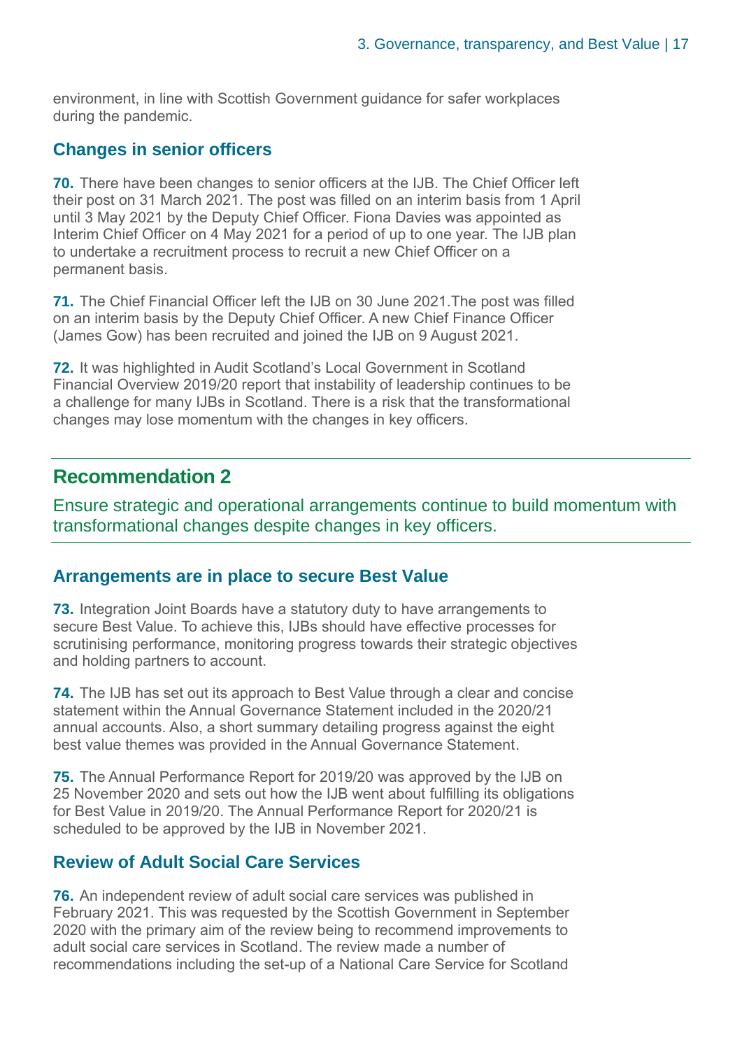environment, in line with Scottish Government guidance for safer workplaces during the pandemic.

### Changes in senior officers

**70.** There have been changes to senior officers at the IJB. The Chief Officer left their post on 31 March 2021. The post was filled on an interim basis from 1 April until 3 May 2021 by the Deputy Chief Officer. Fiona Davies was appointed as Interim Chief Officer on 4 May 2021 for a period of up to one year. The IJB plan to undertake a recruitment process to recruit a new Chief Officer on a permanent basis.

**71.** The Chief Financial Officer left the IJB on 30 June 2021.The post was filled on an interim basis by the Deputy Chief Officer. A new Chief Finance Officer (James Gow) has been recruited and joined the IJB on 9 August 2021.

**72.** It was highlighted in Audit Scotland's Local Government in Scotland Financial Overview 2019/20 report that instability of leadership continues to be a challenge for many IJBs in Scotland. There is a risk that the transformational changes may lose momentum with the changes in key officers.

## Recommendation 2

Ensure strategic and operational arrangements continue to build momentum with transformational changes despite changes in key officers.

### Arrangements are in place to secure Best Value

**73.** Integration Joint Boards have a statutory duty to have arrangements to secure Best Value. To achieve this, IJBs should have effective processes for scrutinising performance, monitoring progress towards their strategic objectives and holding partners to account.

**74.** The IJB has set out its approach to Best Value through a clear and concise statement within the Annual Governance Statement included in the 2020/21 annual accounts. Also, a short summary detailing progress against the eight best value themes was provided in the Annual Governance Statement.

**75.** The Annual Performance Report for 2019/20 was approved by the IJB on 25 November 2020 and sets out how the IJB went about fulfilling its obligations for Best Value in 2019/20. The Annual Performance Report for 2020/21 is scheduled to be approved by the IJB in November 2021.

### Review of Adult Social Care Services

**76.** An independent review of adult social care services was published in February 2021. This was requested by the Scottish Government in September 2020 with the primary aim of the review being to recommend improvements to adult social care services in Scotland. The review made a number of recommendations including the set-up of a National Care Service for Scotland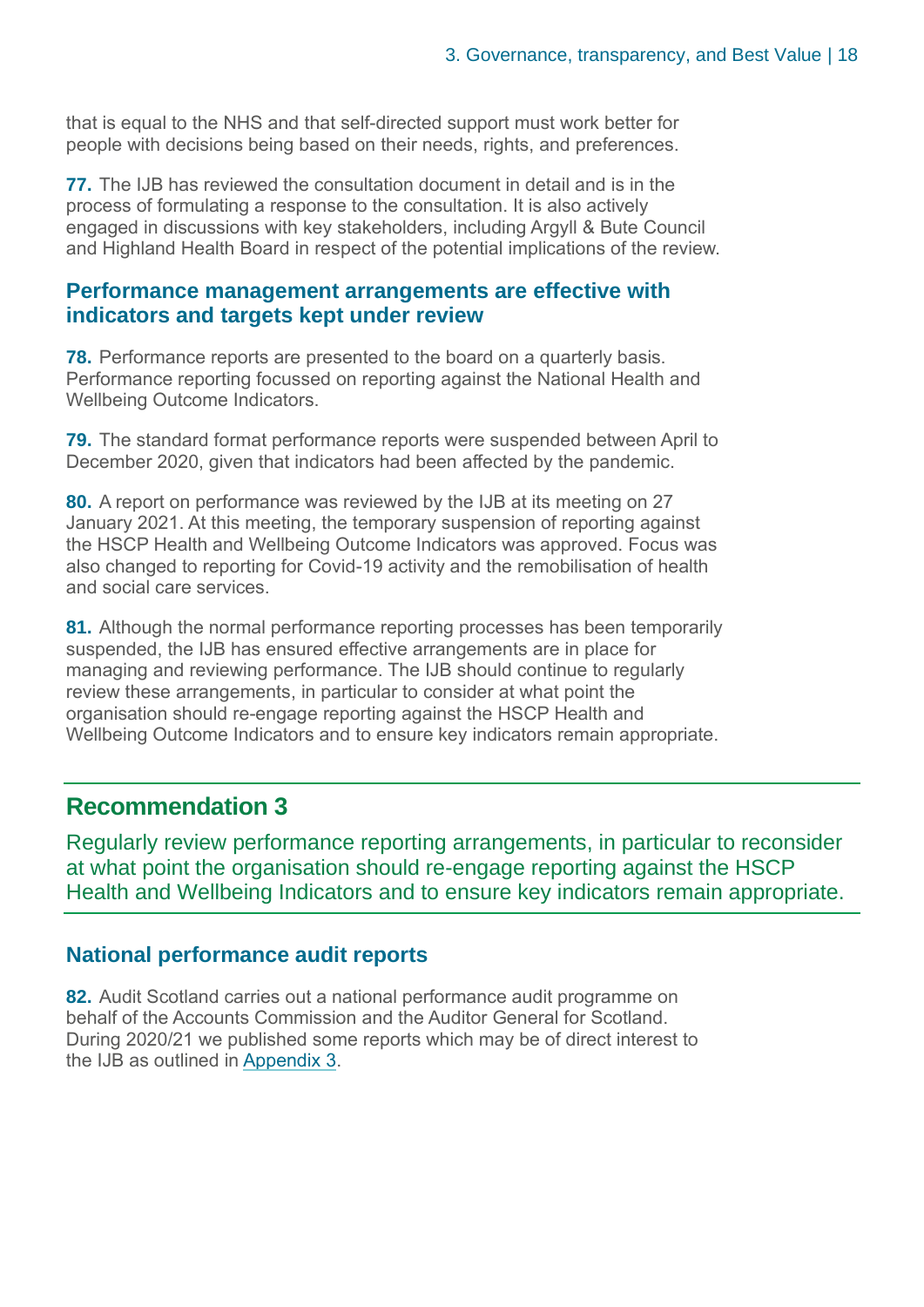that is equal to the NHS and that self-directed support must work better for people with decisions being based on their needs, rights, and preferences.

**77.** The IJB has reviewed the consultation document in detail and is in the process of formulating a response to the consultation. It is also actively engaged in discussions with key stakeholders, including Argyll & Bute Council and Highland Health Board in respect of the potential implications of the review.

### Performance management arrangements are effective with indicators and targets kept under review

**78.** Performance reports are presented to the board on a quarterly basis. Performance reporting focussed on reporting against the National Health and Wellbeing Outcome Indicators.

**79.** The standard format performance reports were suspended between April to December 2020, given that indicators had been affected by the pandemic.

**80.** A report on performance was reviewed by the IJB at its meeting on 27 January 2021. At this meeting, the temporary suspension of reporting against the HSCP Health and Wellbeing Outcome Indicators was approved. Focus was also changed to reporting for Covid-19 activity and the remobilisation of health and social care services.

**81.** Although the normal performance reporting processes has been temporarily suspended, the IJB has ensured effective arrangements are in place for managing and reviewing performance. The IJB should continue to regularly review these arrangements, in particular to consider at what point the organisation should re-engage reporting against the HSCP Health and Wellbeing Outcome Indicators and to ensure key indicators remain appropriate.

## Recommendation 3

Regularly review performance reporting arrangements, in particular to reconsider at what point the organisation should re-engage reporting against the HSCP Health and Wellbeing Indicators and to ensure key indicators remain appropriate.

### National performance audit reports

**82.** Audit Scotland carries out a national performance audit programme on behalf of the Accounts Commission and the Auditor General for Scotland. During 2020/21 we published some reports which may be of direct interest to the IJB as outlined in Appendix 3.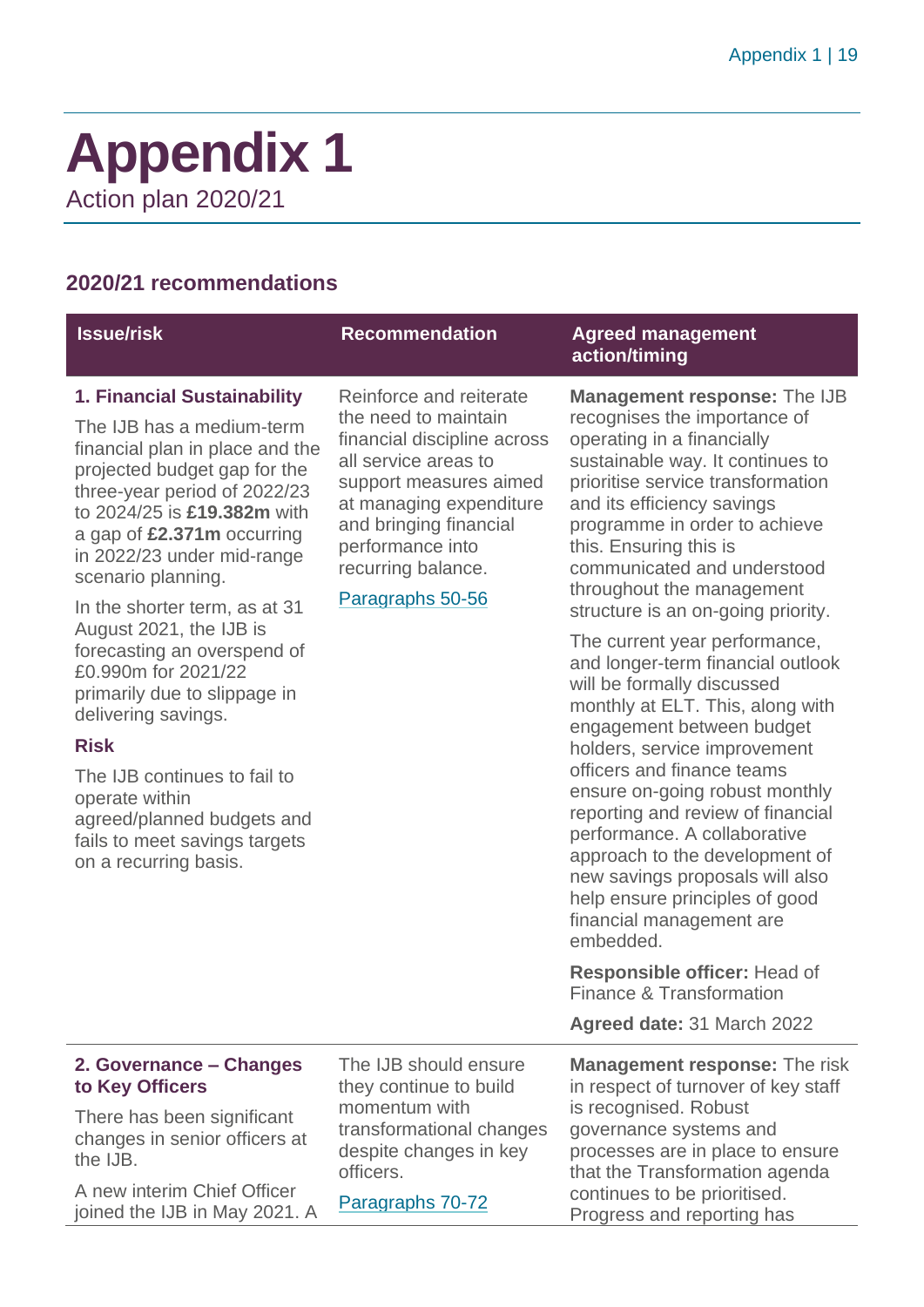# Appendix 1

Action plan 2020/21

## 2020/21 recommendations

| Issue/risk | Recommendation | Agreed management action/timing |
|---|---|---|
| **1. Financial Sustainability**<br><br>The IJB has a medium-term financial plan in place and the projected budget gap for the three-year period of 2022/23 to 2024/25 is **£19.382m** with a gap of **£2.371m** occurring in 2022/23 under mid-range scenario planning.<br><br>In the shorter term, as at 31 August 2021, the IJB is forecasting an overspend of £0.990m for 2021/22 primarily due to slippage in delivering savings.<br><br>**Risk**<br><br>The IJB continues to fail to operate within agreed/planned budgets and fails to meet savings targets on a recurring basis. | Reinforce and reiterate the need to maintain financial discipline across all service areas to support measures aimed at managing expenditure and bringing financial performance into recurring balance.<br><br>Paragraphs 50-56 | **Management response:** The IJB recognises the importance of operating in a financially sustainable way. It continues to prioritise service transformation and its efficiency savings programme in order to achieve this. Ensuring this is communicated and understood throughout the management structure is an on-going priority.<br><br>The current year performance, and longer-term financial outlook will be formally discussed monthly at ELT. This, along with engagement between budget holders, service improvement officers and finance teams ensure on-going robust monthly reporting and review of financial performance. A collaborative approach to the development of new savings proposals will also help ensure principles of good financial management are embedded.<br><br>**Responsible officer:** Head of Finance & Transformation<br><br>**Agreed date:** 31 March 2022 |
| **2. Governance – Changes to Key Officers**<br><br>There has been significant changes in senior officers at the IJB.<br><br>A new interim Chief Officer joined the IJB in May 2021. A | The IJB should ensure they continue to build momentum with transformational changes despite changes in key officers.<br><br>Paragraphs 70-72 | **Management response:** The risk in respect of turnover of key staff is recognised. Robust governance systems and processes are in place to ensure that the Transformation agenda continues to be prioritised. Progress and reporting has |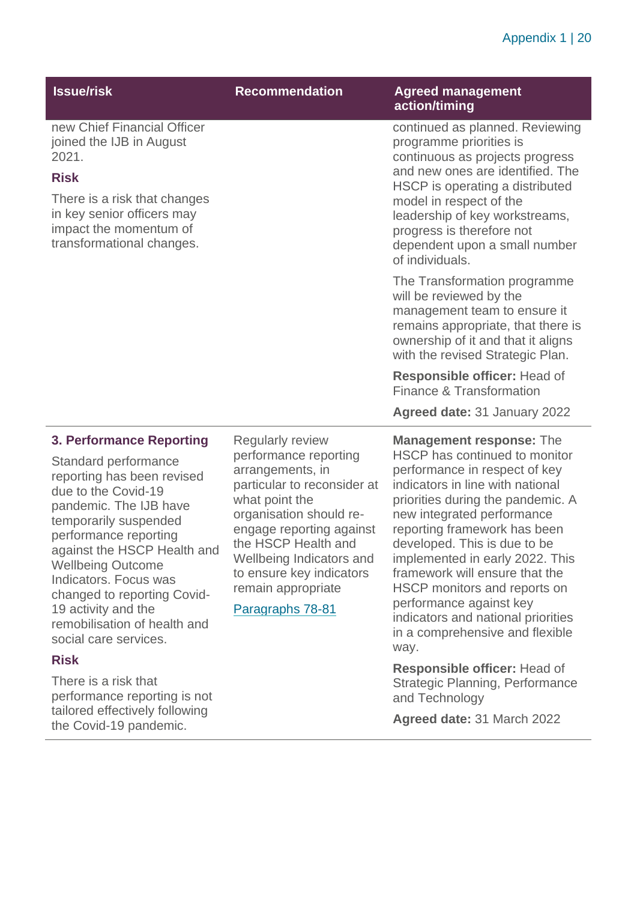| Issue/risk | Recommendation | Agreed management action/timing |
|---|---|---|
| new Chief Financial Officer joined the IJB in August 2021.<br><br>**Risk**<br><br>There is a risk that changes in key senior officers may impact the momentum of transformational changes. | | continued as planned. Reviewing programme priorities is continuous as projects progress and new ones are identified. The HSCP is operating a distributed model in respect of the leadership of key workstreams, progress is therefore not dependent upon a small number of individuals.<br><br>The Transformation programme will be reviewed by the management team to ensure it remains appropriate, that there is ownership of it and that it aligns with the revised Strategic Plan.<br><br>**Responsible officer:** Head of Finance & Transformation<br><br>**Agreed date:** 31 January 2022 |
| **3. Performance Reporting**<br><br>Standard performance reporting has been revised due to the Covid-19 pandemic. The IJB have temporarily suspended performance reporting against the HSCP Health and Wellbeing Outcome Indicators. Focus was changed to reporting Covid-19 activity and the remobilisation of health and social care services.<br><br>**Risk**<br><br>There is a risk that performance reporting is not tailored effectively following the Covid-19 pandemic. | Regularly review performance reporting arrangements, in particular to reconsider at what point the organisation should re-engage reporting against the HSCP Health and Wellbeing Indicators and to ensure key indicators remain appropriate<br><br>Paragraphs 78-81 | **Management response:** The HSCP has continued to monitor performance in respect of key indicators in line with national priorities during the pandemic. A new integrated performance reporting framework has been developed. This is due to be implemented in early 2022. This framework will ensure that the HSCP monitors and reports on performance against key indicators and national priorities in a comprehensive and flexible way.<br><br>**Responsible officer:** Head of Strategic Planning, Performance and Technology<br><br>**Agreed date:** 31 March 2022 |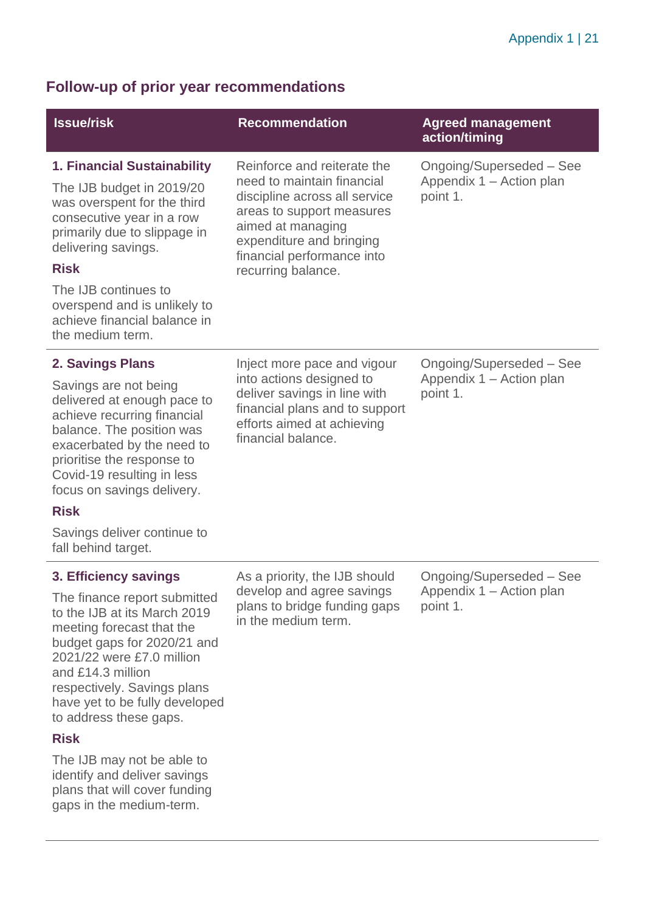## Follow-up of prior year recommendations

| Issue/risk | Recommendation | Agreed management action/timing |
| --- | --- | --- |
| **1. Financial Sustainability**<br><br>The IJB budget in 2019/20 was overspent for the third consecutive year in a row primarily due to slippage in delivering savings.<br><br>**Risk**<br><br>The IJB continues to overspend and is unlikely to achieve financial balance in the medium term. | Reinforce and reiterate the need to maintain financial discipline across all service areas to support measures aimed at managing expenditure and bringing financial performance into recurring balance. | Ongoing/Superseded – See Appendix 1 – Action plan point 1. |
| **2. Savings Plans**<br><br>Savings are not being delivered at enough pace to achieve recurring financial balance. The position was exacerbated by the need to prioritise the response to Covid-19 resulting in less focus on savings delivery.<br><br>**Risk**<br><br>Savings deliver continue to fall behind target. | Inject more pace and vigour into actions designed to deliver savings in line with financial plans and to support efforts aimed at achieving financial balance. | Ongoing/Superseded – See Appendix 1 – Action plan point 1. |
| **3. Efficiency savings**<br><br>The finance report submitted to the IJB at its March 2019 meeting forecast that the budget gaps for 2020/21 and 2021/22 were £7.0 million and £14.3 million respectively. Savings plans have yet to be fully developed to address these gaps.<br><br>**Risk**<br><br>The IJB may not be able to identify and deliver savings plans that will cover funding gaps in the medium-term. | As a priority, the IJB should develop and agree savings plans to bridge funding gaps in the medium term. | Ongoing/Superseded – See Appendix 1 – Action plan point 1. |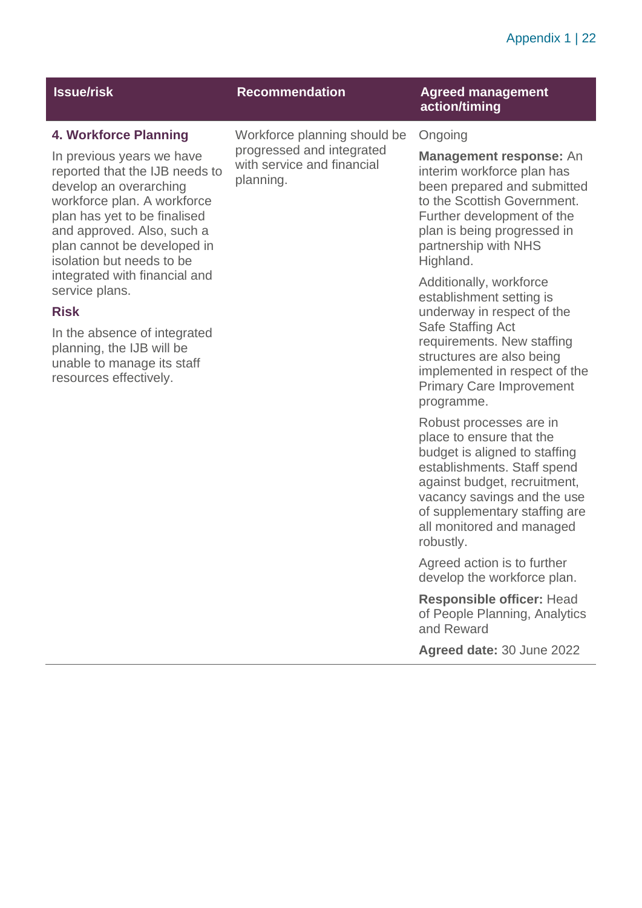| Issue/risk | Recommendation | Agreed management action/timing |
|---|---|---|
| **4. Workforce Planning**<br><br>In previous years we have reported that the IJB needs to develop an overarching workforce plan. A workforce plan has yet to be finalised and approved. Also, such a plan cannot be developed in isolation but needs to be integrated with financial and service plans.<br><br>**Risk**<br><br>In the absence of integrated planning, the IJB will be unable to manage its staff resources effectively. | Workforce planning should be progressed and integrated with service and financial planning. | Ongoing<br><br>**Management response:** An interim workforce plan has been prepared and submitted to the Scottish Government. Further development of the plan is being progressed in partnership with NHS Highland.<br><br>Additionally, workforce establishment setting is underway in respect of the Safe Staffing Act requirements. New staffing structures are also being implemented in respect of the Primary Care Improvement programme.<br><br>Robust processes are in place to ensure that the budget is aligned to staffing establishments. Staff spend against budget, recruitment, vacancy savings and the use of supplementary staffing are all monitored and managed robustly.<br><br>Agreed action is to further develop the workforce plan.<br><br>**Responsible officer:** Head of People Planning, Analytics and Reward<br><br>**Agreed date:** 30 June 2022 |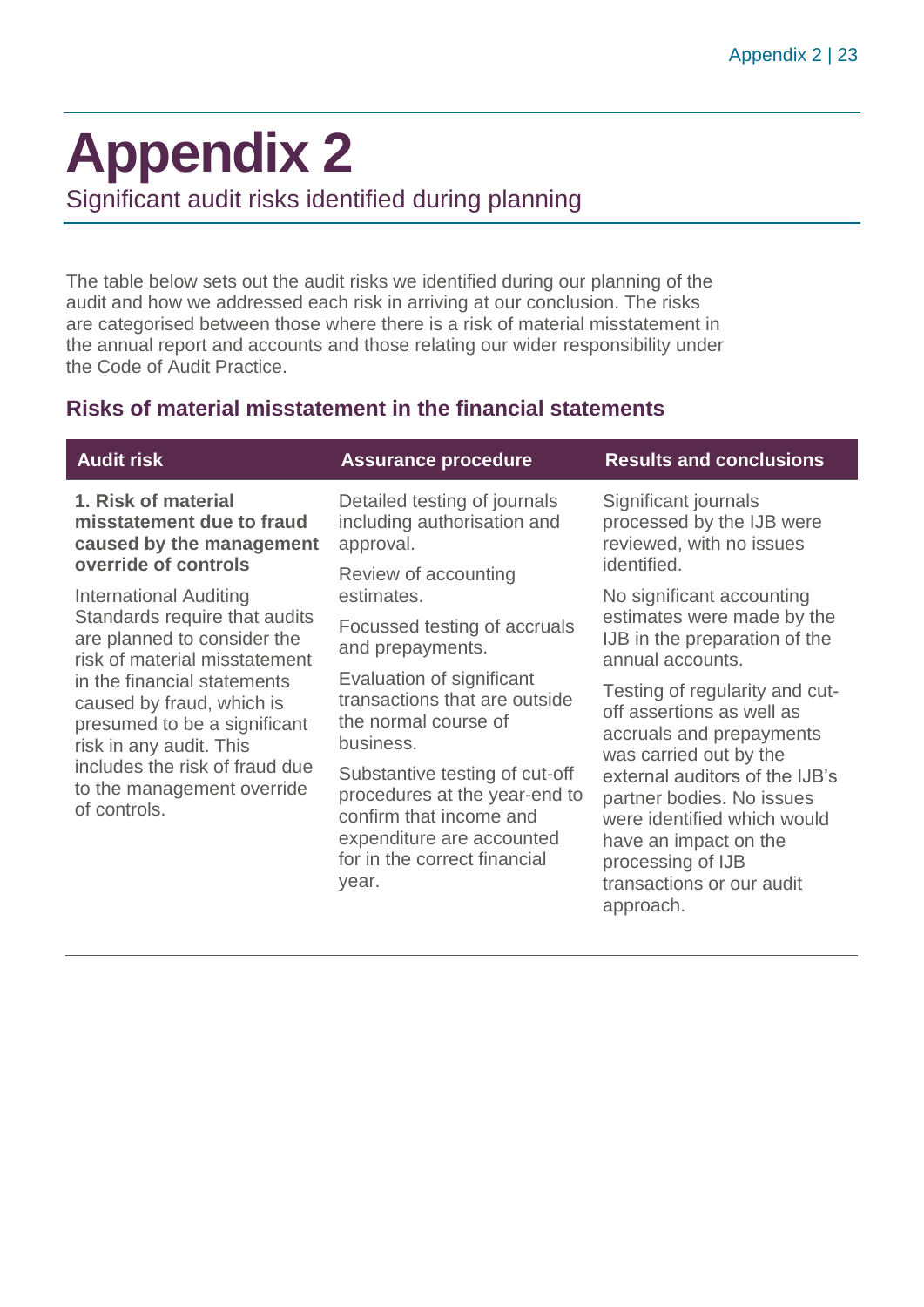# Appendix 2

## Significant audit risks identified during planning

The table below sets out the audit risks we identified during our planning of the audit and how we addressed each risk in arriving at our conclusion. The risks are categorised between those where there is a risk of material misstatement in the annual report and accounts and those relating our wider responsibility under the Code of Audit Practice.

### Risks of material misstatement in the financial statements

| Audit risk | Assurance procedure | Results and conclusions |
| --- | --- | --- |
| **1. Risk of material misstatement due to fraud caused by the management override of controls**<br><br>International Auditing Standards require that audits are planned to consider the risk of material misstatement in the financial statements caused by fraud, which is presumed to be a significant risk in any audit. This includes the risk of fraud due to the management override of controls. | Detailed testing of journals including authorisation and approval.<br><br>Review of accounting estimates.<br><br>Focussed testing of accruals and prepayments.<br><br>Evaluation of significant transactions that are outside the normal course of business.<br><br>Substantive testing of cut-off procedures at the year-end to confirm that income and expenditure are accounted for in the correct financial year. | Significant journals processed by the IJB were reviewed, with no issues identified.<br><br>No significant accounting estimates were made by the IJB in the preparation of the annual accounts.<br><br>Testing of regularity and cut-off assertions as well as accruals and prepayments was carried out by the external auditors of the IJB's partner bodies. No issues were identified which would have an impact on the processing of IJB transactions or our audit approach. |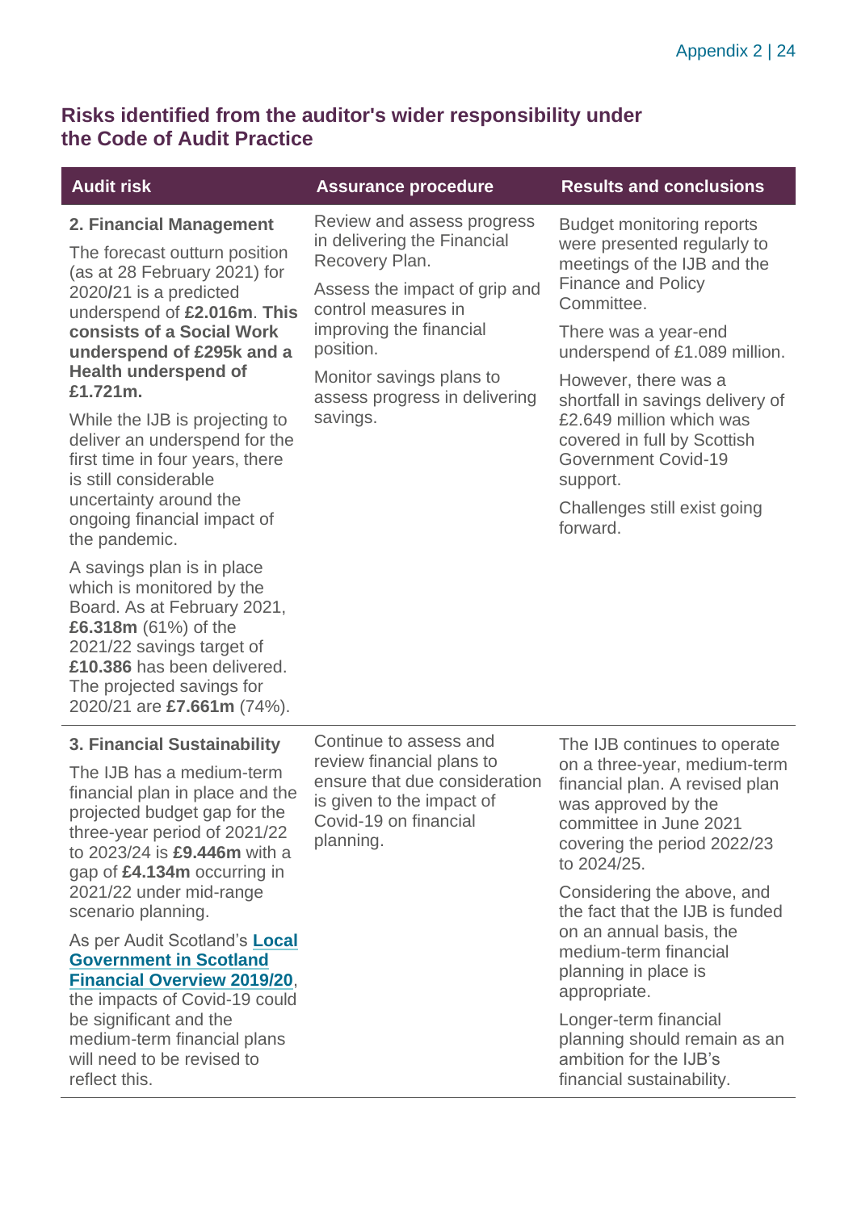## Risks identified from the auditor's wider responsibility under the Code of Audit Practice

| Audit risk | Assurance procedure | Results and conclusions |
|---|---|---|
| **2. Financial Management**<br><br>The forecast outturn position (as at 28 February 2021) for 2020**/**21 is a predicted underspend of **£2.016m**. **This consists of a Social Work underspend of £295k and a Health underspend of £1.721m.**<br><br>While the IJB is projecting to deliver an underspend for the first time in four years, there is still considerable uncertainty around the ongoing financial impact of the pandemic.<br><br>A savings plan is in place which is monitored by the Board. As at February 2021, **£6.318m** (61%) of the 2021/22 savings target of **£10.386** has been delivered. The projected savings for 2020/21 are **£7.661m** (74%). | Review and assess progress in delivering the Financial Recovery Plan.<br><br>Assess the impact of grip and control measures in improving the financial position.<br><br>Monitor savings plans to assess progress in delivering savings. | Budget monitoring reports were presented regularly to meetings of the IJB and the Finance and Policy Committee.<br><br>There was a year-end underspend of £1.089 million.<br><br>However, there was a shortfall in savings delivery of £2.649 million which was covered in full by Scottish Government Covid-19 support.<br><br>Challenges still exist going forward. |
| **3. Financial Sustainability**<br><br>The IJB has a medium-term financial plan in place and the projected budget gap for the three-year period of 2021/22 to 2023/24 is **£9.446m** with a gap of **£4.134m** occurring in 2021/22 under mid-range scenario planning.<br><br>As per Audit Scotland's **Local Government in Scotland Financial Overview 2019/20**, the impacts of Covid-19 could be significant and the medium-term financial plans will need to be revised to reflect this. | Continue to assess and review financial plans to ensure that due consideration is given to the impact of Covid-19 on financial planning. | The IJB continues to operate on a three-year, medium-term financial plan. A revised plan was approved by the committee in June 2021 covering the period 2022/23 to 2024/25.<br><br>Considering the above, and the fact that the IJB is funded on an annual basis, the medium-term financial planning in place is appropriate.<br><br>Longer-term financial planning should remain as an ambition for the IJB's financial sustainability. |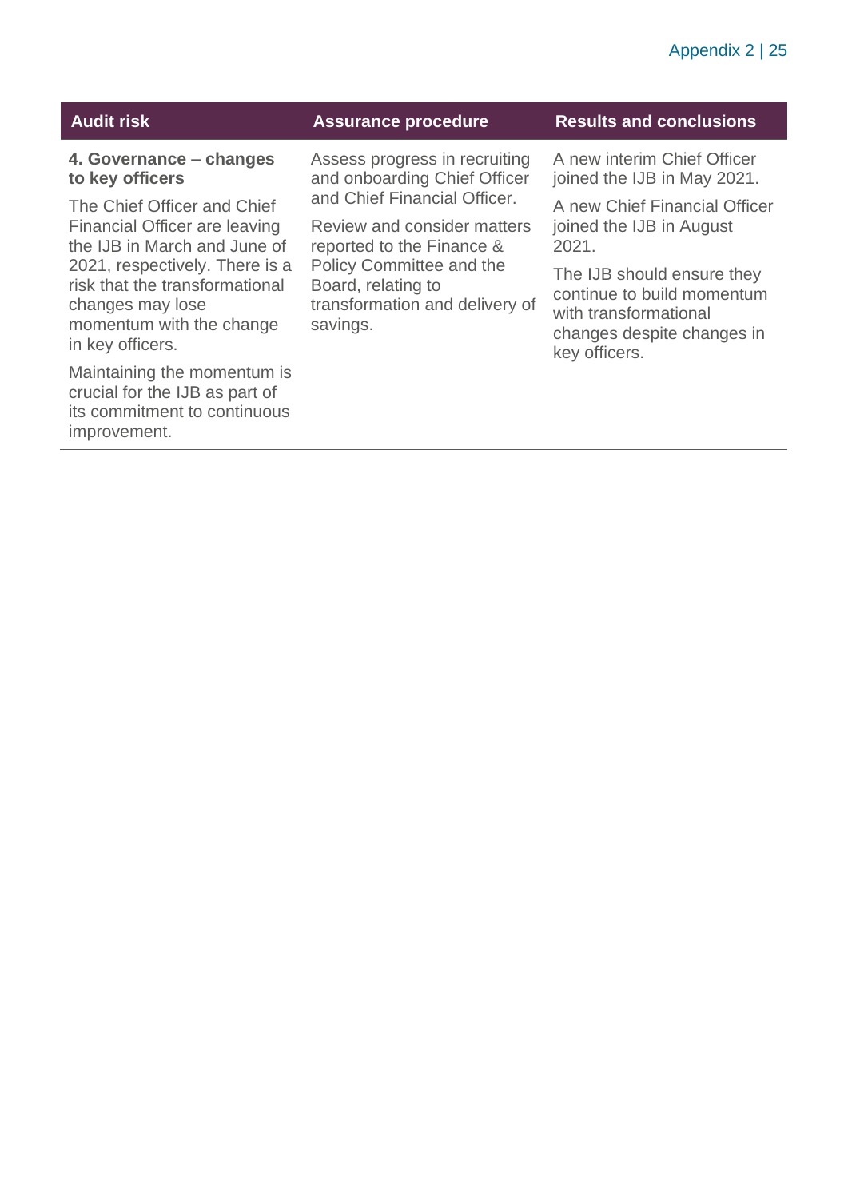| Audit risk | Assurance procedure | Results and conclusions |
|---|---|---|
| **4. Governance – changes to key officers**<br><br>The Chief Officer and Chief Financial Officer are leaving the IJB in March and June of 2021, respectively. There is a risk that the transformational changes may lose momentum with the change in key officers.<br><br>Maintaining the momentum is crucial for the IJB as part of its commitment to continuous improvement. | Assess progress in recruiting and onboarding Chief Officer and Chief Financial Officer.<br><br>Review and consider matters reported to the Finance & Policy Committee and the Board, relating to transformation and delivery of savings. | A new interim Chief Officer joined the IJB in May 2021.<br><br>A new Chief Financial Officer joined the IJB in August 2021.<br><br>The IJB should ensure they continue to build momentum with transformational changes despite changes in key officers. |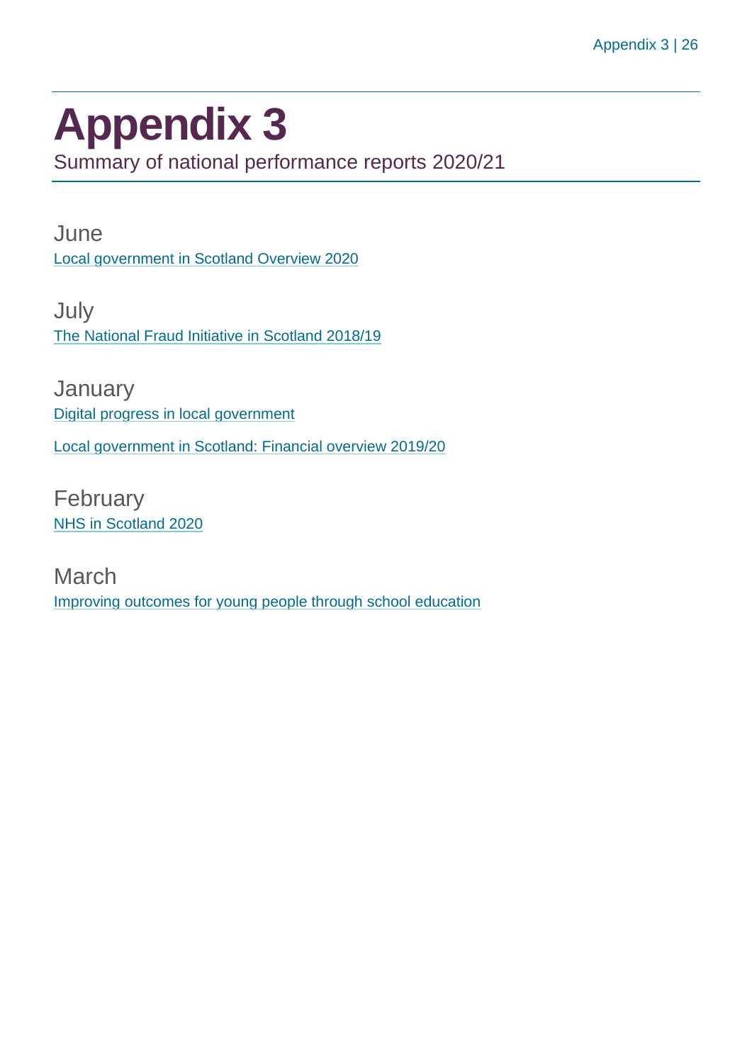# Appendix 3

Summary of national performance reports 2020/21

June

Local government in Scotland Overview 2020

July

The National Fraud Initiative in Scotland 2018/19

January

Digital progress in local government

Local government in Scotland: Financial overview 2019/20

February

NHS in Scotland 2020

March

Improving outcomes for young people through school education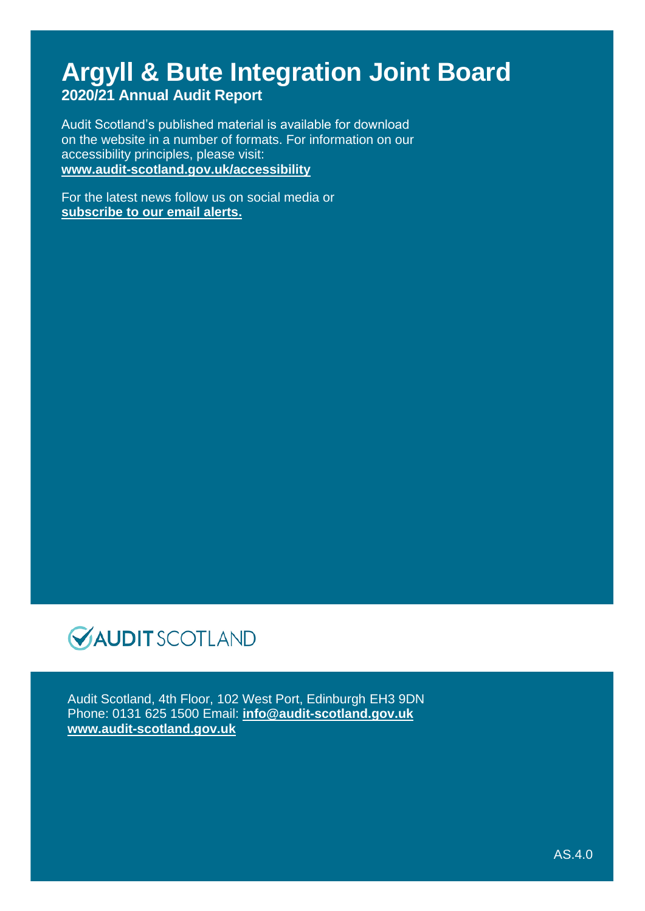# Argyll & Bute Integration Joint Board

**2020/21 Annual Audit Report**

Audit Scotland's published material is available for download on the website in a number of formats. For information on our accessibility principles, please visit:
**www.audit-scotland.gov.uk/accessibility**

For the latest news follow us on social media or **subscribe to our email alerts.**

AUDIT SCOTLAND

Audit Scotland, 4th Floor, 102 West Port, Edinburgh EH3 9DN
Phone: 0131 625 1500 Email: **info@audit-scotland.gov.uk**
**www.audit-scotland.gov.uk**

AS.4.0